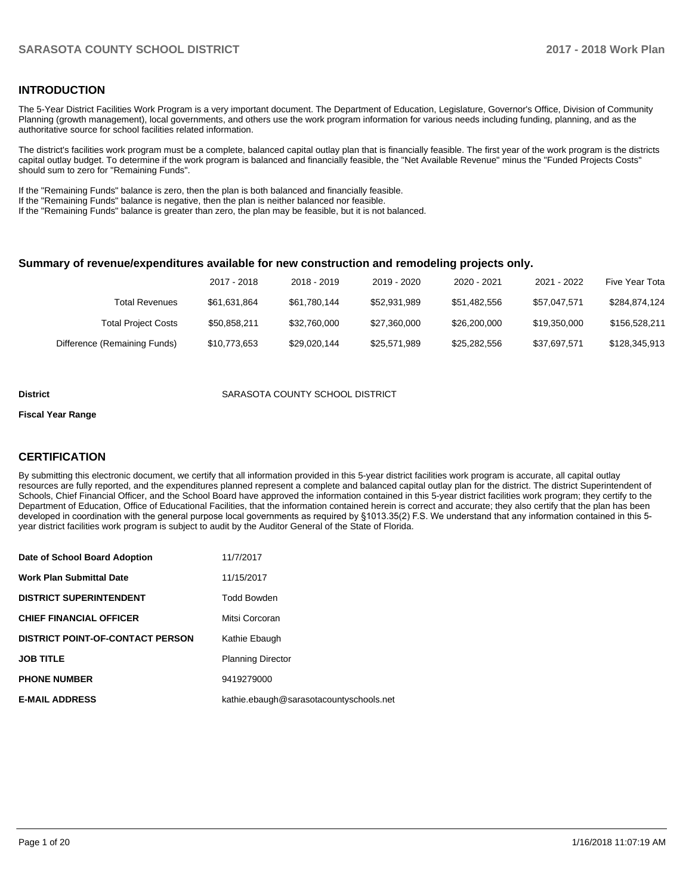## INTRODUCTION

The 5-Year District Facilities Work Program is a very important document. The Department of Education, Legislature, Governor's Office, Division of Community Planning (growth management), local governments, and others use the work program information for various needs including funding, planning, and as the authoritative source for school facilities related information.

The district's facilities work program must be a complete, balanced capital outlay plan that is financially feasible. The first year of the work program is the districts capital outlay budget. To determine if the work program is balanced and financially feasible, the "Net Available Revenue" minus the "Funded Projects Costs" should sum to zero for "Remaining Funds".

If the "Remaining Funds" balance is zero, then the plan is both balanced and financially feasible.
If the "Remaining Funds" balance is negative, then the plan is neither balanced nor feasible.
If the "Remaining Funds" balance is greater than zero, the plan may be feasible, but it is not balanced.

### Summary of revenue/expenditures available for new construction and remodeling projects only.

| | 2017 - 2018 | 2018 - 2019 | 2019 - 2020 | 2020 - 2021 | 2021 - 2022 | Five Year Tota |
|---|---|---|---|---|---|---|
| Total Revenues | $61,631,864 | $61,780,144 | $52,931,989 | $51,482,556 | $57,047,571 | $284,874,124 |
| Total Project Costs | $50,858,211 | $32,760,000 | $27,360,000 | $26,200,000 | $19,350,000 | $156,528,211 |
| Difference (Remaining Funds) | $10,773,653 | $29,020,144 | $25,571,989 | $25,282,556 | $37,697,571 | $128,345,913 |

**District** SARASOTA COUNTY SCHOOL DISTRICT

**Fiscal Year Range**

## CERTIFICATION

By submitting this electronic document, we certify that all information provided in this 5-year district facilities work program is accurate, all capital outlay resources are fully reported, and the expenditures planned represent a complete and balanced capital outlay plan for the district. The district Superintendent of Schools, Chief Financial Officer, and the School Board have approved the information contained in this 5-year district facilities work program; they certify to the Department of Education, Office of Educational Facilities, that the information contained herein is correct and accurate; they also certify that the plan has been developed in coordination with the general purpose local governments as required by §1013.35(2) F.S. We understand that any information contained in this 5-year district facilities work program is subject to audit by the Auditor General of the State of Florida.

| | |
|---|---|
| **Date of School Board Adoption** | 11/7/2017 |
| **Work Plan Submittal Date** | 11/15/2017 |
| **DISTRICT SUPERINTENDENT** | Todd Bowden |
| **CHIEF FINANCIAL OFFICER** | Mitsi Corcoran |
| **DISTRICT POINT-OF-CONTACT PERSON** | Kathie Ebaugh |
| **JOB TITLE** | Planning Director |
| **PHONE NUMBER** | 9419279000 |
| **E-MAIL ADDRESS** | kathie.ebaugh@sarasotacountyschools.net |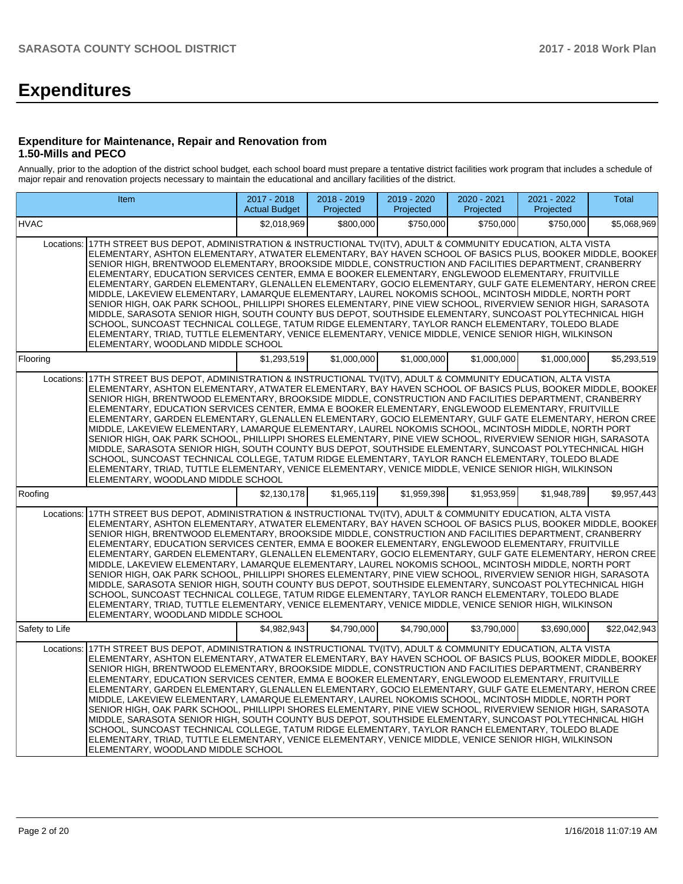# Expenditures

### Expenditure for Maintenance, Repair and Renovation from 1.50-Mills and PECO

Annually, prior to the adoption of the district school budget, each school board must prepare a tentative district facilities work program that includes a schedule of major repair and renovation projects necessary to maintain the educational and ancillary facilities of the district.

| Item | | 2017 - 2018 Actual Budget | 2018 - 2019 Projected | 2019 - 2020 Projected | 2020 - 2021 Projected | 2021 - 2022 Projected | Total |
|---|---|---|---|---|---|---|---|
| HVAC | | $2,018,969 | $800,000 | $750,000 | $750,000 | $750,000 | $5,068,969 |
| Locations: | 17TH STREET BUS DEPOT, ADMINISTRATION & INSTRUCTIONAL TV(ITV), ADULT & COMMUNITY EDUCATION, ALTA VISTA ELEMENTARY, ASHTON ELEMENTARY, ATWATER ELEMENTARY, BAY HAVEN SCHOOL OF BASICS PLUS, BOOKER MIDDLE, BOOKER SENIOR HIGH, BRENTWOOD ELEMENTARY, BROOKSIDE MIDDLE, CONSTRUCTION AND FACILITIES DEPARTMENT, CRANBERRY ELEMENTARY, EDUCATION SERVICES CENTER, EMMA E BOOKER ELEMENTARY, ENGLEWOOD ELEMENTARY, FRUITVILLE ELEMENTARY, GARDEN ELEMENTARY, GLENALLEN ELEMENTARY, GOCIO ELEMENTARY, GULF GATE ELEMENTARY, HERON CREEK MIDDLE, LAKEVIEW ELEMENTARY, LAMARQUE ELEMENTARY, LAUREL NOKOMIS SCHOOL, MCINTOSH MIDDLE, NORTH PORT SENIOR HIGH, OAK PARK SCHOOL, PHILLIPPI SHORES ELEMENTARY, PINE VIEW SCHOOL, RIVERVIEW SENIOR HIGH, SARASOTA MIDDLE, SARASOTA SENIOR HIGH, SOUTH COUNTY BUS DEPOT, SOUTHSIDE ELEMENTARY, SUNCOAST POLYTECHNICAL HIGH SCHOOL, SUNCOAST TECHNICAL COLLEGE, TATUM RIDGE ELEMENTARY, TAYLOR RANCH ELEMENTARY, TOLEDO BLADE ELEMENTARY, TRIAD, TUTTLE ELEMENTARY, VENICE ELEMENTARY, VENICE MIDDLE, VENICE SENIOR HIGH, WILKINSON ELEMENTARY, WOODLAND MIDDLE SCHOOL | | | | | | |
| Flooring | | $1,293,519 | $1,000,000 | $1,000,000 | $1,000,000 | $1,000,000 | $5,293,519 |
| Locations: | 17TH STREET BUS DEPOT, ADMINISTRATION & INSTRUCTIONAL TV(ITV), ADULT & COMMUNITY EDUCATION, ALTA VISTA ELEMENTARY, ASHTON ELEMENTARY, ATWATER ELEMENTARY, BAY HAVEN SCHOOL OF BASICS PLUS, BOOKER MIDDLE, BOOKER SENIOR HIGH, BRENTWOOD ELEMENTARY, BROOKSIDE MIDDLE, CONSTRUCTION AND FACILITIES DEPARTMENT, CRANBERRY ELEMENTARY, EDUCATION SERVICES CENTER, EMMA E BOOKER ELEMENTARY, ENGLEWOOD ELEMENTARY, FRUITVILLE ELEMENTARY, GARDEN ELEMENTARY, GLENALLEN ELEMENTARY, GOCIO ELEMENTARY, GULF GATE ELEMENTARY, HERON CREEK MIDDLE, LAKEVIEW ELEMENTARY, LAMARQUE ELEMENTARY, LAUREL NOKOMIS SCHOOL, MCINTOSH MIDDLE, NORTH PORT SENIOR HIGH, OAK PARK SCHOOL, PHILLIPPI SHORES ELEMENTARY, PINE VIEW SCHOOL, RIVERVIEW SENIOR HIGH, SARASOTA MIDDLE, SARASOTA SENIOR HIGH, SOUTH COUNTY BUS DEPOT, SOUTHSIDE ELEMENTARY, SUNCOAST POLYTECHNICAL HIGH SCHOOL, SUNCOAST TECHNICAL COLLEGE, TATUM RIDGE ELEMENTARY, TAYLOR RANCH ELEMENTARY, TOLEDO BLADE ELEMENTARY, TRIAD, TUTTLE ELEMENTARY, VENICE ELEMENTARY, VENICE MIDDLE, VENICE SENIOR HIGH, WILKINSON ELEMENTARY, WOODLAND MIDDLE SCHOOL | | | | | | |
| Roofing | | $2,130,178 | $1,965,119 | $1,959,398 | $1,953,959 | $1,948,789 | $9,957,443 |
| Locations: | 17TH STREET BUS DEPOT, ADMINISTRATION & INSTRUCTIONAL TV(ITV), ADULT & COMMUNITY EDUCATION, ALTA VISTA ELEMENTARY, ASHTON ELEMENTARY, ATWATER ELEMENTARY, BAY HAVEN SCHOOL OF BASICS PLUS, BOOKER MIDDLE, BOOKER SENIOR HIGH, BRENTWOOD ELEMENTARY, BROOKSIDE MIDDLE, CONSTRUCTION AND FACILITIES DEPARTMENT, CRANBERRY ELEMENTARY, EDUCATION SERVICES CENTER, EMMA E BOOKER ELEMENTARY, ENGLEWOOD ELEMENTARY, FRUITVILLE ELEMENTARY, GARDEN ELEMENTARY, GLENALLEN ELEMENTARY, GOCIO ELEMENTARY, GULF GATE ELEMENTARY, HERON CREEK MIDDLE, LAKEVIEW ELEMENTARY, LAMARQUE ELEMENTARY, LAUREL NOKOMIS SCHOOL, MCINTOSH MIDDLE, NORTH PORT SENIOR HIGH, OAK PARK SCHOOL, PHILLIPPI SHORES ELEMENTARY, PINE VIEW SCHOOL, RIVERVIEW SENIOR HIGH, SARASOTA MIDDLE, SARASOTA SENIOR HIGH, SOUTH COUNTY BUS DEPOT, SOUTHSIDE ELEMENTARY, SUNCOAST POLYTECHNICAL HIGH SCHOOL, SUNCOAST TECHNICAL COLLEGE, TATUM RIDGE ELEMENTARY, TAYLOR RANCH ELEMENTARY, TOLEDO BLADE ELEMENTARY, TRIAD, TUTTLE ELEMENTARY, VENICE ELEMENTARY, VENICE MIDDLE, VENICE SENIOR HIGH, WILKINSON ELEMENTARY, WOODLAND MIDDLE SCHOOL | | | | | | |
| Safety to Life | | $4,982,943 | $4,790,000 | $4,790,000 | $3,790,000 | $3,690,000 | $22,042,943 |
| Locations: | 17TH STREET BUS DEPOT, ADMINISTRATION & INSTRUCTIONAL TV(ITV), ADULT & COMMUNITY EDUCATION, ALTA VISTA ELEMENTARY, ASHTON ELEMENTARY, ATWATER ELEMENTARY, BAY HAVEN SCHOOL OF BASICS PLUS, BOOKER MIDDLE, BOOKER SENIOR HIGH, BRENTWOOD ELEMENTARY, BROOKSIDE MIDDLE, CONSTRUCTION AND FACILITIES DEPARTMENT, CRANBERRY ELEMENTARY, EDUCATION SERVICES CENTER, EMMA E BOOKER ELEMENTARY, ENGLEWOOD ELEMENTARY, FRUITVILLE ELEMENTARY, GARDEN ELEMENTARY, GLENALLEN ELEMENTARY, GOCIO ELEMENTARY, GULF GATE ELEMENTARY, HERON CREEK MIDDLE, LAKEVIEW ELEMENTARY, LAMARQUE ELEMENTARY, LAUREL NOKOMIS SCHOOL, MCINTOSH MIDDLE, NORTH PORT SENIOR HIGH, OAK PARK SCHOOL, PHILLIPPI SHORES ELEMENTARY, PINE VIEW SCHOOL, RIVERVIEW SENIOR HIGH, SARASOTA MIDDLE, SARASOTA SENIOR HIGH, SOUTH COUNTY BUS DEPOT, SOUTHSIDE ELEMENTARY, SUNCOAST POLYTECHNICAL HIGH SCHOOL, SUNCOAST TECHNICAL COLLEGE, TATUM RIDGE ELEMENTARY, TAYLOR RANCH ELEMENTARY, TOLEDO BLADE ELEMENTARY, TRIAD, TUTTLE ELEMENTARY, VENICE ELEMENTARY, VENICE MIDDLE, VENICE SENIOR HIGH, WILKINSON ELEMENTARY, WOODLAND MIDDLE SCHOOL | | | | | | |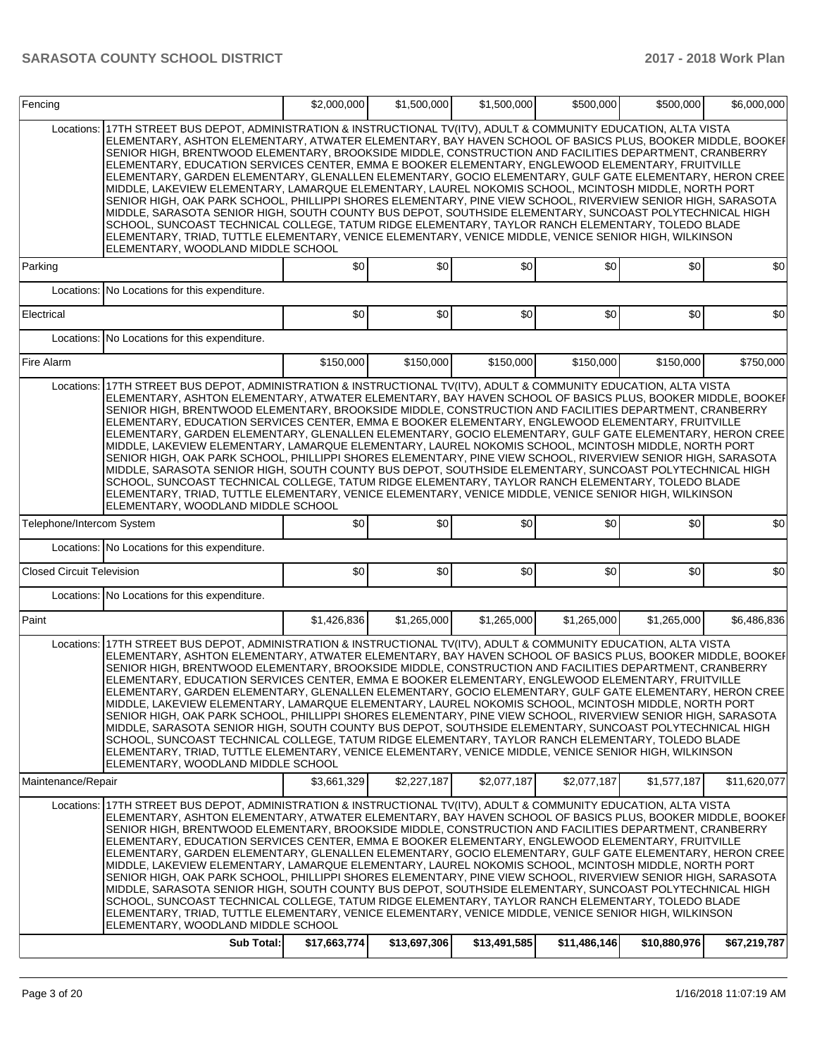| | | | | | | | |
|---|---|---|---|---|---|---|---|
| Fencing | | $2,000,000 | $1,500,000 | $1,500,000 | $500,000 | $500,000 | $6,000,000 |
| Locations: | 17TH STREET BUS DEPOT, ADMINISTRATION & INSTRUCTIONAL TV(ITV), ADULT & COMMUNITY EDUCATION, ALTA VISTA ELEMENTARY, ASHTON ELEMENTARY, ATWATER ELEMENTARY, BAY HAVEN SCHOOL OF BASICS PLUS, BOOKER MIDDLE, BOOKER SENIOR HIGH, BRENTWOOD ELEMENTARY, BROOKSIDE MIDDLE, CONSTRUCTION AND FACILITIES DEPARTMENT, CRANBERRY ELEMENTARY, EDUCATION SERVICES CENTER, EMMA E BOOKER ELEMENTARY, ENGLEWOOD ELEMENTARY, FRUITVILLE ELEMENTARY, GARDEN ELEMENTARY, GLENALLEN ELEMENTARY, GOCIO ELEMENTARY, GULF GATE ELEMENTARY, HERON CREEK MIDDLE, LAKEVIEW ELEMENTARY, LAMARQUE ELEMENTARY, LAUREL NOKOMIS SCHOOL, MCINTOSH MIDDLE, NORTH PORT SENIOR HIGH, OAK PARK SCHOOL, PHILLIPPI SHORES ELEMENTARY, PINE VIEW SCHOOL, RIVERVIEW SENIOR HIGH, SARASOTA MIDDLE, SARASOTA SENIOR HIGH, SOUTH COUNTY BUS DEPOT, SOUTHSIDE ELEMENTARY, SUNCOAST POLYTECHNICAL HIGH SCHOOL, SUNCOAST TECHNICAL COLLEGE, TATUM RIDGE ELEMENTARY, TAYLOR RANCH ELEMENTARY, TOLEDO BLADE ELEMENTARY, TRIAD, TUTTLE ELEMENTARY, VENICE ELEMENTARY, VENICE MIDDLE, VENICE SENIOR HIGH, WILKINSON ELEMENTARY, WOODLAND MIDDLE SCHOOL | | | | | | |
| Parking | | $0 | $0 | $0 | $0 | $0 | $0 |
| Locations: | No Locations for this expenditure. | | | | | | |
| Electrical | | $0 | $0 | $0 | $0 | $0 | $0 |
| Locations: | No Locations for this expenditure. | | | | | | |
| Fire Alarm | | $150,000 | $150,000 | $150,000 | $150,000 | $150,000 | $750,000 |
| Locations: | 17TH STREET BUS DEPOT, ADMINISTRATION & INSTRUCTIONAL TV(ITV), ADULT & COMMUNITY EDUCATION, ALTA VISTA ELEMENTARY, ASHTON ELEMENTARY, ATWATER ELEMENTARY, BAY HAVEN SCHOOL OF BASICS PLUS, BOOKER MIDDLE, BOOKER SENIOR HIGH, BRENTWOOD ELEMENTARY, BROOKSIDE MIDDLE, CONSTRUCTION AND FACILITIES DEPARTMENT, CRANBERRY ELEMENTARY, EDUCATION SERVICES CENTER, EMMA E BOOKER ELEMENTARY, ENGLEWOOD ELEMENTARY, FRUITVILLE ELEMENTARY, GARDEN ELEMENTARY, GLENALLEN ELEMENTARY, GOCIO ELEMENTARY, GULF GATE ELEMENTARY, HERON CREEK MIDDLE, LAKEVIEW ELEMENTARY, LAMARQUE ELEMENTARY, LAUREL NOKOMIS SCHOOL, MCINTOSH MIDDLE, NORTH PORT SENIOR HIGH, OAK PARK SCHOOL, PHILLIPPI SHORES ELEMENTARY, PINE VIEW SCHOOL, RIVERVIEW SENIOR HIGH, SARASOTA MIDDLE, SARASOTA SENIOR HIGH, SOUTH COUNTY BUS DEPOT, SOUTHSIDE ELEMENTARY, SUNCOAST POLYTECHNICAL HIGH SCHOOL, SUNCOAST TECHNICAL COLLEGE, TATUM RIDGE ELEMENTARY, TAYLOR RANCH ELEMENTARY, TOLEDO BLADE ELEMENTARY, TRIAD, TUTTLE ELEMENTARY, VENICE ELEMENTARY, VENICE MIDDLE, VENICE SENIOR HIGH, WILKINSON ELEMENTARY, WOODLAND MIDDLE SCHOOL | | | | | | |
| Telephone/Intercom System | | $0 | $0 | $0 | $0 | $0 | $0 |
| Locations: | No Locations for this expenditure. | | | | | | |
| Closed Circuit Television | | $0 | $0 | $0 | $0 | $0 | $0 |
| Locations: | No Locations for this expenditure. | | | | | | |
| Paint | | $1,426,836 | $1,265,000 | $1,265,000 | $1,265,000 | $1,265,000 | $6,486,836 |
| Locations: | 17TH STREET BUS DEPOT, ADMINISTRATION & INSTRUCTIONAL TV(ITV), ADULT & COMMUNITY EDUCATION, ALTA VISTA ELEMENTARY, ASHTON ELEMENTARY, ATWATER ELEMENTARY, BAY HAVEN SCHOOL OF BASICS PLUS, BOOKER MIDDLE, BOOKER SENIOR HIGH, BRENTWOOD ELEMENTARY, BROOKSIDE MIDDLE, CONSTRUCTION AND FACILITIES DEPARTMENT, CRANBERRY ELEMENTARY, EDUCATION SERVICES CENTER, EMMA E BOOKER ELEMENTARY, ENGLEWOOD ELEMENTARY, FRUITVILLE ELEMENTARY, GARDEN ELEMENTARY, GLENALLEN ELEMENTARY, GOCIO ELEMENTARY, GULF GATE ELEMENTARY, HERON CREEK MIDDLE, LAKEVIEW ELEMENTARY, LAMARQUE ELEMENTARY, LAUREL NOKOMIS SCHOOL, MCINTOSH MIDDLE, NORTH PORT SENIOR HIGH, OAK PARK SCHOOL, PHILLIPPI SHORES ELEMENTARY, PINE VIEW SCHOOL, RIVERVIEW SENIOR HIGH, SARASOTA MIDDLE, SARASOTA SENIOR HIGH, SOUTH COUNTY BUS DEPOT, SOUTHSIDE ELEMENTARY, SUNCOAST POLYTECHNICAL HIGH SCHOOL, SUNCOAST TECHNICAL COLLEGE, TATUM RIDGE ELEMENTARY, TAYLOR RANCH ELEMENTARY, TOLEDO BLADE ELEMENTARY, TRIAD, TUTTLE ELEMENTARY, VENICE ELEMENTARY, VENICE MIDDLE, VENICE SENIOR HIGH, WILKINSON ELEMENTARY, WOODLAND MIDDLE SCHOOL | | | | | | |
| Maintenance/Repair | | $3,661,329 | $2,227,187 | $2,077,187 | $2,077,187 | $1,577,187 | $11,620,077 |
| Locations: | 17TH STREET BUS DEPOT, ADMINISTRATION & INSTRUCTIONAL TV(ITV), ADULT & COMMUNITY EDUCATION, ALTA VISTA ELEMENTARY, ASHTON ELEMENTARY, ATWATER ELEMENTARY, BAY HAVEN SCHOOL OF BASICS PLUS, BOOKER MIDDLE, BOOKER SENIOR HIGH, BRENTWOOD ELEMENTARY, BROOKSIDE MIDDLE, CONSTRUCTION AND FACILITIES DEPARTMENT, CRANBERRY ELEMENTARY, EDUCATION SERVICES CENTER, EMMA E BOOKER ELEMENTARY, ENGLEWOOD ELEMENTARY, FRUITVILLE ELEMENTARY, GARDEN ELEMENTARY, GLENALLEN ELEMENTARY, GOCIO ELEMENTARY, GULF GATE ELEMENTARY, HERON CREEK MIDDLE, LAKEVIEW ELEMENTARY, LAMARQUE ELEMENTARY, LAUREL NOKOMIS SCHOOL, MCINTOSH MIDDLE, NORTH PORT SENIOR HIGH, OAK PARK SCHOOL, PHILLIPPI SHORES ELEMENTARY, PINE VIEW SCHOOL, RIVERVIEW SENIOR HIGH, SARASOTA MIDDLE, SARASOTA SENIOR HIGH, SOUTH COUNTY BUS DEPOT, SOUTHSIDE ELEMENTARY, SUNCOAST POLYTECHNICAL HIGH SCHOOL, SUNCOAST TECHNICAL COLLEGE, TATUM RIDGE ELEMENTARY, TAYLOR RANCH ELEMENTARY, TOLEDO BLADE ELEMENTARY, TRIAD, TUTTLE ELEMENTARY, VENICE ELEMENTARY, VENICE MIDDLE, VENICE SENIOR HIGH, WILKINSON ELEMENTARY, WOODLAND MIDDLE SCHOOL | | | | | | |
| | **Sub Total:** | **$17,663,774** | **$13,697,306** | **$13,491,585** | **$11,486,146** | **$10,880,976** | **$67,219,787** |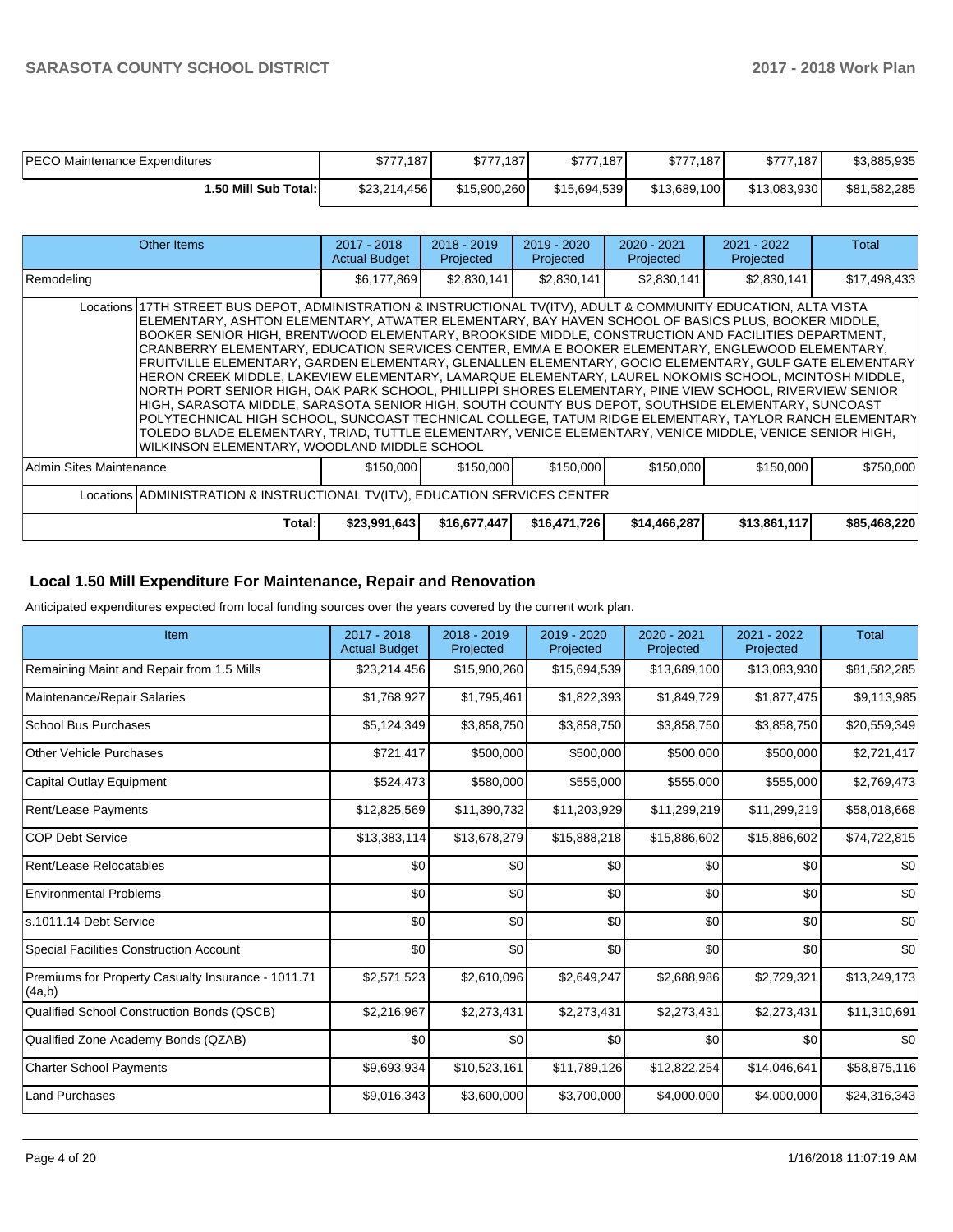| PECO Maintenance Expenditures | $777,187 | $777,187 | $777,187 | $777,187 | $777,187 | $3,885,935 |
|---|---|---|---|---|---|---|
| **1.50 Mill Sub Total:** | $23,214,456 | $15,900,260 | $15,694,539 | $13,689,100 | $13,083,930 | $81,582,285 |

| Other Items | | 2017 - 2018 Actual Budget | 2018 - 2019 Projected | 2019 - 2020 Projected | 2020 - 2021 Projected | 2021 - 2022 Projected | Total |
|---|---|---|---|---|---|---|---|
| Remodeling | | $6,177,869 | $2,830,141 | $2,830,141 | $2,830,141 | $2,830,141 | $17,498,433 |
| Locations | 17TH STREET BUS DEPOT, ADMINISTRATION & INSTRUCTIONAL TV(ITV), ADULT & COMMUNITY EDUCATION, ALTA VISTA ELEMENTARY, ASHTON ELEMENTARY, ATWATER ELEMENTARY, BAY HAVEN SCHOOL OF BASICS PLUS, BOOKER MIDDLE, BOOKER SENIOR HIGH, BRENTWOOD ELEMENTARY, BROOKSIDE MIDDLE, CONSTRUCTION AND FACILITIES DEPARTMENT, CRANBERRY ELEMENTARY, EDUCATION SERVICES CENTER, EMMA E BOOKER ELEMENTARY, ENGLEWOOD ELEMENTARY, FRUITVILLE ELEMENTARY, GARDEN ELEMENTARY, GLENALLEN ELEMENTARY, GOCIO ELEMENTARY, GULF GATE ELEMENTARY, HERON CREEK MIDDLE, LAKEVIEW ELEMENTARY, LAMARQUE ELEMENTARY, LAUREL NOKOMIS SCHOOL, MCINTOSH MIDDLE, NORTH PORT SENIOR HIGH, OAK PARK SCHOOL, PHILLIPPI SHORES ELEMENTARY, PINE VIEW SCHOOL, RIVERVIEW SENIOR HIGH, SARASOTA MIDDLE, SARASOTA SENIOR HIGH, SOUTH COUNTY BUS DEPOT, SOUTHSIDE ELEMENTARY, SUNCOAST POLYTECHNICAL HIGH SCHOOL, SUNCOAST TECHNICAL COLLEGE, TATUM RIDGE ELEMENTARY, TAYLOR RANCH ELEMENTARY, TOLEDO BLADE ELEMENTARY, TRIAD, TUTTLE ELEMENTARY, VENICE ELEMENTARY, VENICE MIDDLE, VENICE SENIOR HIGH, WILKINSON ELEMENTARY, WOODLAND MIDDLE SCHOOL | | | | | | |
| Admin Sites Maintenance | | $150,000 | $150,000 | $150,000 | $150,000 | $150,000 | $750,000 |
| Locations | ADMINISTRATION & INSTRUCTIONAL TV(ITV), EDUCATION SERVICES CENTER | | | | | | |
| | **Total:** | **$23,991,643** | **$16,677,447** | **$16,471,726** | **$14,466,287** | **$13,861,117** | **$85,468,220** |

### Local 1.50 Mill Expenditure For Maintenance, Repair and Renovation

Anticipated expenditures expected from local funding sources over the years covered by the current work plan.

| Item | 2017 - 2018 Actual Budget | 2018 - 2019 Projected | 2019 - 2020 Projected | 2020 - 2021 Projected | 2021 - 2022 Projected | Total |
|---|---|---|---|---|---|---|
| Remaining Maint and Repair from 1.5 Mills | $23,214,456 | $15,900,260 | $15,694,539 | $13,689,100 | $13,083,930 | $81,582,285 |
| Maintenance/Repair Salaries | $1,768,927 | $1,795,461 | $1,822,393 | $1,849,729 | $1,877,475 | $9,113,985 |
| School Bus Purchases | $5,124,349 | $3,858,750 | $3,858,750 | $3,858,750 | $3,858,750 | $20,559,349 |
| Other Vehicle Purchases | $721,417 | $500,000 | $500,000 | $500,000 | $500,000 | $2,721,417 |
| Capital Outlay Equipment | $524,473 | $580,000 | $555,000 | $555,000 | $555,000 | $2,769,473 |
| Rent/Lease Payments | $12,825,569 | $11,390,732 | $11,203,929 | $11,299,219 | $11,299,219 | $58,018,668 |
| COP Debt Service | $13,383,114 | $13,678,279 | $15,888,218 | $15,886,602 | $15,886,602 | $74,722,815 |
| Rent/Lease Relocatables | $0 | $0 | $0 | $0 | $0 | $0 |
| Environmental Problems | $0 | $0 | $0 | $0 | $0 | $0 |
| s.1011.14 Debt Service | $0 | $0 | $0 | $0 | $0 | $0 |
| Special Facilities Construction Account | $0 | $0 | $0 | $0 | $0 | $0 |
| Premiums for Property Casualty Insurance - 1011.71 (4a,b) | $2,571,523 | $2,610,096 | $2,649,247 | $2,688,986 | $2,729,321 | $13,249,173 |
| Qualified School Construction Bonds (QSCB) | $2,216,967 | $2,273,431 | $2,273,431 | $2,273,431 | $2,273,431 | $11,310,691 |
| Qualified Zone Academy Bonds (QZAB) | $0 | $0 | $0 | $0 | $0 | $0 |
| Charter School Payments | $9,693,934 | $10,523,161 | $11,789,126 | $12,822,254 | $14,046,641 | $58,875,116 |
| Land Purchases | $9,016,343 | $3,600,000 | $3,700,000 | $4,000,000 | $4,000,000 | $24,316,343 |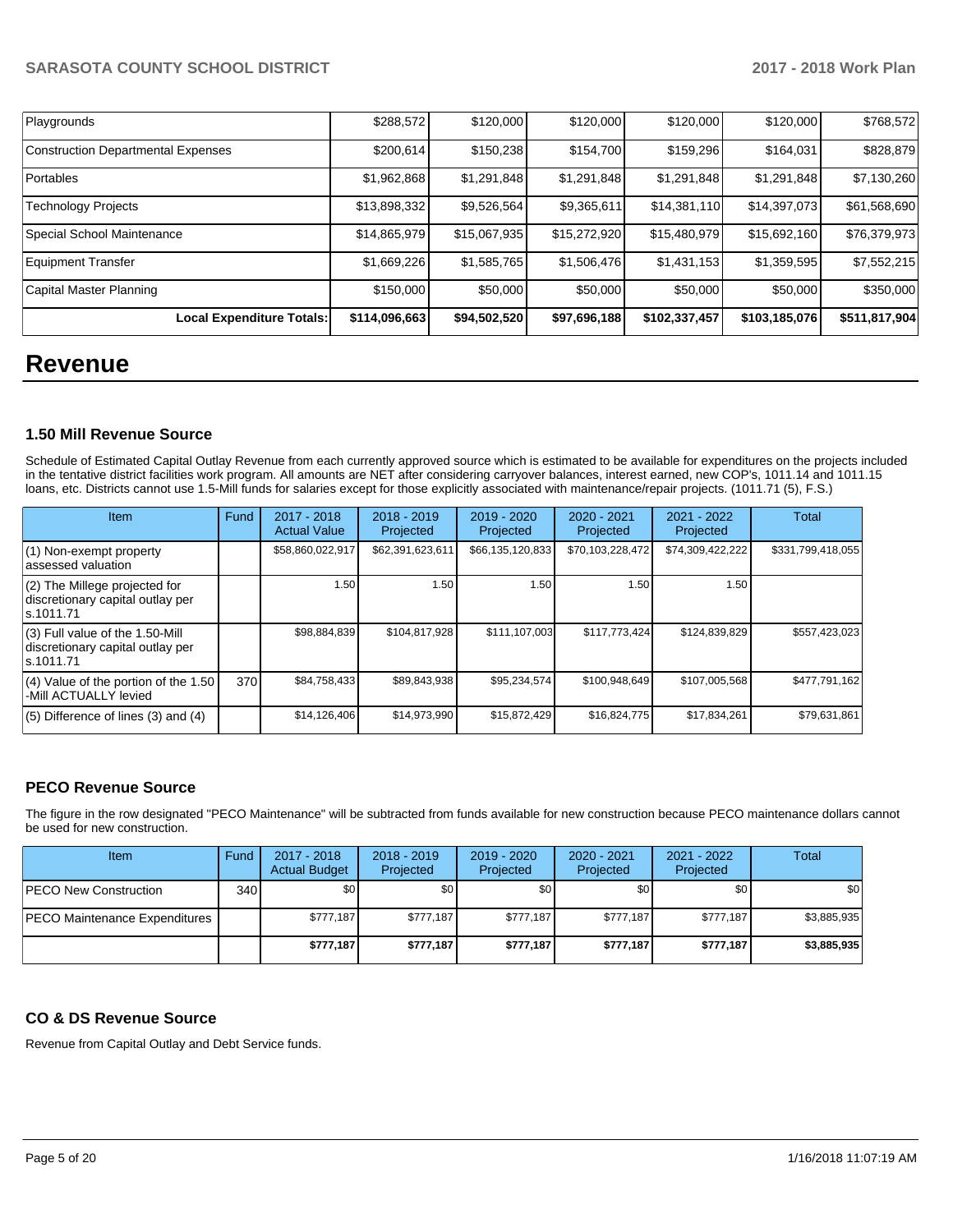| Playgrounds | $288,572 | $120,000 | $120,000 | $120,000 | $120,000 | $768,572 |
|---|---|---|---|---|---|---|
| Construction Departmental Expenses | $200,614 | $150,238 | $154,700 | $159,296 | $164,031 | $828,879 |
| Portables | $1,962,868 | $1,291,848 | $1,291,848 | $1,291,848 | $1,291,848 | $7,130,260 |
| Technology Projects | $13,898,332 | $9,526,564 | $9,365,611 | $14,381,110 | $14,397,073 | $61,568,690 |
| Special School Maintenance | $14,865,979 | $15,067,935 | $15,272,920 | $15,480,979 | $15,692,160 | $76,379,973 |
| Equipment Transfer | $1,669,226 | $1,585,765 | $1,506,476 | $1,431,153 | $1,359,595 | $7,552,215 |
| Capital Master Planning | $150,000 | $50,000 | $50,000 | $50,000 | $50,000 | $350,000 |
| **Local Expenditure Totals:** | **$114,096,663** | **$94,502,520** | **$97,696,188** | **$102,337,457** | **$103,185,076** | **$511,817,904** |

# Revenue

### 1.50 Mill Revenue Source

Schedule of Estimated Capital Outlay Revenue from each currently approved source which is estimated to be available for expenditures on the projects included in the tentative district facilities work program. All amounts are NET after considering carryover balances, interest earned, new COP's, 1011.14 and 1011.15 loans, etc. Districts cannot use 1.5-Mill funds for salaries except for those explicitly associated with maintenance/repair projects. (1011.71 (5), F.S.)

| Item | Fund | 2017 - 2018 Actual Value | 2018 - 2019 Projected | 2019 - 2020 Projected | 2020 - 2021 Projected | 2021 - 2022 Projected | Total |
|---|---|---|---|---|---|---|---|
| (1) Non-exempt property assessed valuation | | $58,860,022,917 | $62,391,623,611 | $66,135,120,833 | $70,103,228,472 | $74,309,422,222 | $331,799,418,055 |
| (2) The Millege projected for discretionary capital outlay per s.1011.71 | | 1.50 | 1.50 | 1.50 | 1.50 | 1.50 | |
| (3) Full value of the 1.50-Mill discretionary capital outlay per s.1011.71 | | $98,884,839 | $104,817,928 | $111,107,003 | $117,773,424 | $124,839,829 | $557,423,023 |
| (4) Value of the portion of the 1.50 -Mill ACTUALLY levied | 370 | $84,758,433 | $89,843,938 | $95,234,574 | $100,948,649 | $107,005,568 | $477,791,162 |
| (5) Difference of lines (3) and (4) | | $14,126,406 | $14,973,990 | $15,872,429 | $16,824,775 | $17,834,261 | $79,631,861 |

### PECO Revenue Source

The figure in the row designated "PECO Maintenance" will be subtracted from funds available for new construction because PECO maintenance dollars cannot be used for new construction.

| Item | Fund | 2017 - 2018 Actual Budget | 2018 - 2019 Projected | 2019 - 2020 Projected | 2020 - 2021 Projected | 2021 - 2022 Projected | Total |
|---|---|---|---|---|---|---|---|
| PECO New Construction | 340 | $0 | $0 | $0 | $0 | $0 | $0 |
| PECO Maintenance Expenditures | | $777,187 | $777,187 | $777,187 | $777,187 | $777,187 | $3,885,935 |
| | | **$777,187** | **$777,187** | **$777,187** | **$777,187** | **$777,187** | **$3,885,935** |

### CO & DS Revenue Source

Revenue from Capital Outlay and Debt Service funds.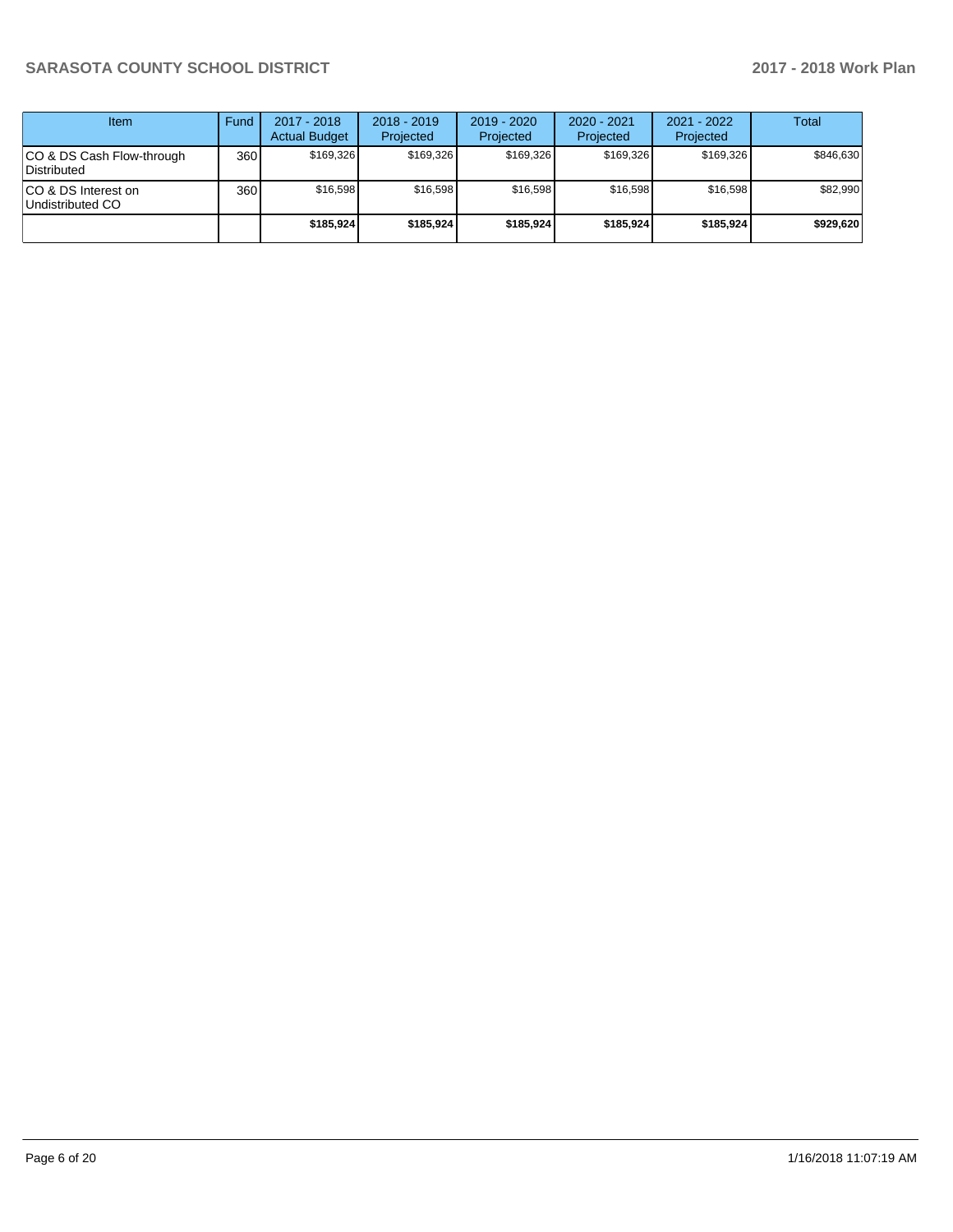| Item | Fund | 2017 - 2018 Actual Budget | 2018 - 2019 Projected | 2019 - 2020 Projected | 2020 - 2021 Projected | 2021 - 2022 Projected | Total |
|---|---|---|---|---|---|---|---|
| CO & DS Cash Flow-through Distributed | 360 | $169,326 | $169,326 | $169,326 | $169,326 | $169,326 | $846,630 |
| CO & DS Interest on Undistributed CO | 360 | $16,598 | $16,598 | $16,598 | $16,598 | $16,598 | $82,990 |
| | | **$185,924** | **$185,924** | **$185,924** | **$185,924** | **$185,924** | **$929,620** |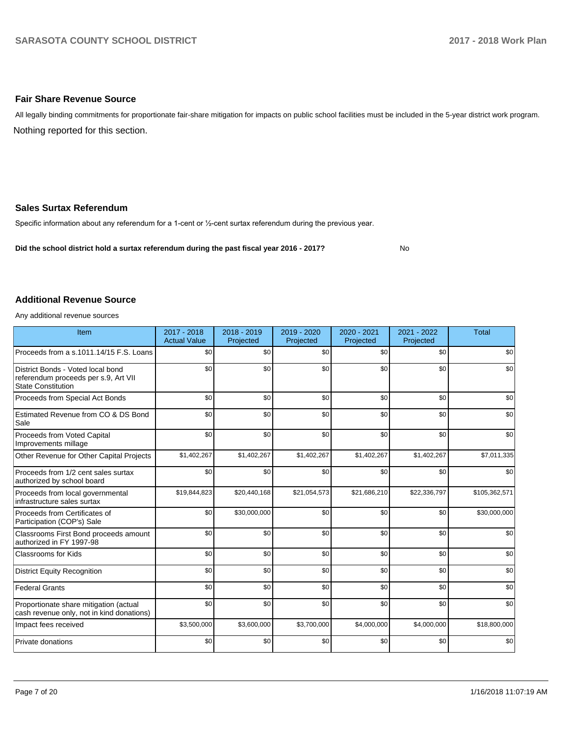## Fair Share Revenue Source

All legally binding commitments for proportionate fair-share mitigation for impacts on public school facilities must be included in the 5-year district work program.

Nothing reported for this section.

## Sales Surtax Referendum

Specific information about any referendum for a 1-cent or ½-cent surtax referendum during the previous year.

**Did the school district hold a surtax referendum during the past fiscal year 2016 - 2017?** No

## Additional Revenue Source

Any additional revenue sources

| Item | 2017 - 2018 Actual Value | 2018 - 2019 Projected | 2019 - 2020 Projected | 2020 - 2021 Projected | 2021 - 2022 Projected | Total |
|---|---|---|---|---|---|---|
| Proceeds from a s.1011.14/15 F.S. Loans | $0 | $0 | $0 | $0 | $0 | $0 |
| District Bonds - Voted local bond referendum proceeds per s.9, Art VII State Constitution | $0 | $0 | $0 | $0 | $0 | $0 |
| Proceeds from Special Act Bonds | $0 | $0 | $0 | $0 | $0 | $0 |
| Estimated Revenue from CO & DS Bond Sale | $0 | $0 | $0 | $0 | $0 | $0 |
| Proceeds from Voted Capital Improvements millage | $0 | $0 | $0 | $0 | $0 | $0 |
| Other Revenue for Other Capital Projects | $1,402,267 | $1,402,267 | $1,402,267 | $1,402,267 | $1,402,267 | $7,011,335 |
| Proceeds from 1/2 cent sales surtax authorized by school board | $0 | $0 | $0 | $0 | $0 | $0 |
| Proceeds from local governmental infrastructure sales surtax | $19,844,823 | $20,440,168 | $21,054,573 | $21,686,210 | $22,336,797 | $105,362,571 |
| Proceeds from Certificates of Participation (COP's) Sale | $0 | $30,000,000 | $0 | $0 | $0 | $30,000,000 |
| Classrooms First Bond proceeds amount authorized in FY 1997-98 | $0 | $0 | $0 | $0 | $0 | $0 |
| Classrooms for Kids | $0 | $0 | $0 | $0 | $0 | $0 |
| District Equity Recognition | $0 | $0 | $0 | $0 | $0 | $0 |
| Federal Grants | $0 | $0 | $0 | $0 | $0 | $0 |
| Proportionate share mitigation (actual cash revenue only, not in kind donations) | $0 | $0 | $0 | $0 | $0 | $0 |
| Impact fees received | $3,500,000 | $3,600,000 | $3,700,000 | $4,000,000 | $4,000,000 | $18,800,000 |
| Private donations | $0 | $0 | $0 | $0 | $0 | $0 |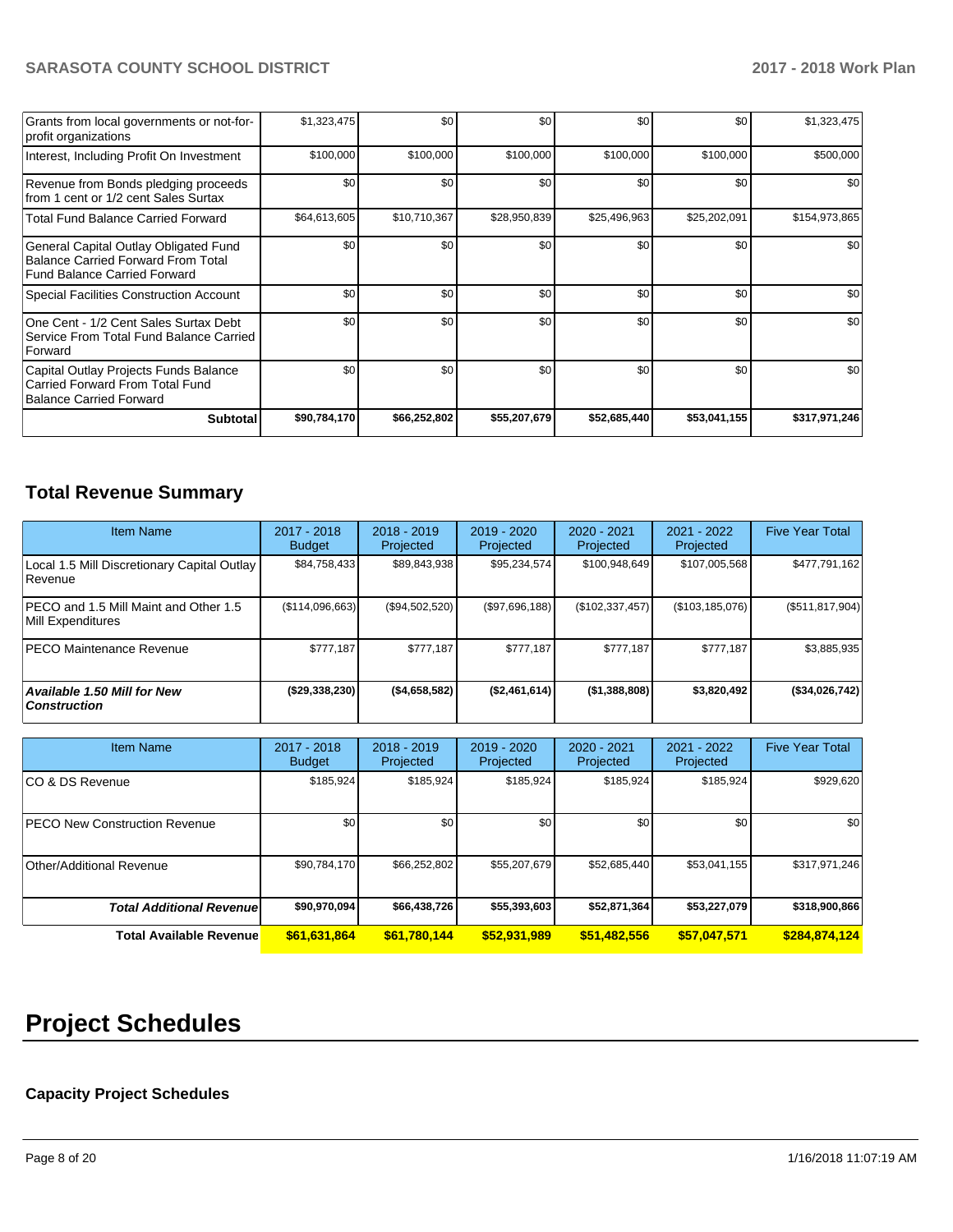| | | | | | | |
|---|---|---|---|---|---|---|
| Grants from local governments or not-for-profit organizations | $1,323,475 | $0 | $0 | $0 | $0 | $1,323,475 |
| Interest, Including Profit On Investment | $100,000 | $100,000 | $100,000 | $100,000 | $100,000 | $500,000 |
| Revenue from Bonds pledging proceeds from 1 cent or 1/2 cent Sales Surtax | $0 | $0 | $0 | $0 | $0 | $0 |
| Total Fund Balance Carried Forward | $64,613,605 | $10,710,367 | $28,950,839 | $25,496,963 | $25,202,091 | $154,973,865 |
| General Capital Outlay Obligated Fund Balance Carried Forward From Total Fund Balance Carried Forward | $0 | $0 | $0 | $0 | $0 | $0 |
| Special Facilities Construction Account | $0 | $0 | $0 | $0 | $0 | $0 |
| One Cent - 1/2 Cent Sales Surtax Debt Service From Total Fund Balance Carried Forward | $0 | $0 | $0 | $0 | $0 | $0 |
| Capital Outlay Projects Funds Balance Carried Forward From Total Fund Balance Carried Forward | $0 | $0 | $0 | $0 | $0 | $0 |
| **Subtotal** | **$90,784,170** | **$66,252,802** | **$55,207,679** | **$52,685,440** | **$53,041,155** | **$317,971,246** |

## Total Revenue Summary

| Item Name | 2017 - 2018 Budget | 2018 - 2019 Projected | 2019 - 2020 Projected | 2020 - 2021 Projected | 2021 - 2022 Projected | Five Year Total |
|---|---|---|---|---|---|---|
| Local 1.5 Mill Discretionary Capital Outlay Revenue | $84,758,433 | $89,843,938 | $95,234,574 | $100,948,649 | $107,005,568 | $477,791,162 |
| PECO and 1.5 Mill Maint and Other 1.5 Mill Expenditures | ($114,096,663) | ($94,502,520) | ($97,696,188) | ($102,337,457) | ($103,185,076) | ($511,817,904) |
| PECO Maintenance Revenue | $777,187 | $777,187 | $777,187 | $777,187 | $777,187 | $3,885,935 |
| ***Available 1.50 Mill for New Construction*** | **($29,338,230)** | **($4,658,582)** | **($2,461,614)** | **($1,388,808)** | **$3,820,492** | **($34,026,742)** |

| Item Name | 2017 - 2018 Budget | 2018 - 2019 Projected | 2019 - 2020 Projected | 2020 - 2021 Projected | 2021 - 2022 Projected | Five Year Total |
|---|---|---|---|---|---|---|
| CO & DS Revenue | $185,924 | $185,924 | $185,924 | $185,924 | $185,924 | $929,620 |
| PECO New Construction Revenue | $0 | $0 | $0 | $0 | $0 | $0 |
| Other/Additional Revenue | $90,784,170 | $66,252,802 | $55,207,679 | $52,685,440 | $53,041,155 | $317,971,246 |
| ***Total Additional Revenue*** | **$90,970,094** | **$66,438,726** | **$55,393,603** | **$52,871,364** | **$53,227,079** | **$318,900,866** |
| **Total Available Revenue** | **$61,631,864** | **$61,780,144** | **$52,931,989** | **$51,482,556** | **$57,047,571** | **$284,874,124** |

# Project Schedules

### Capacity Project Schedules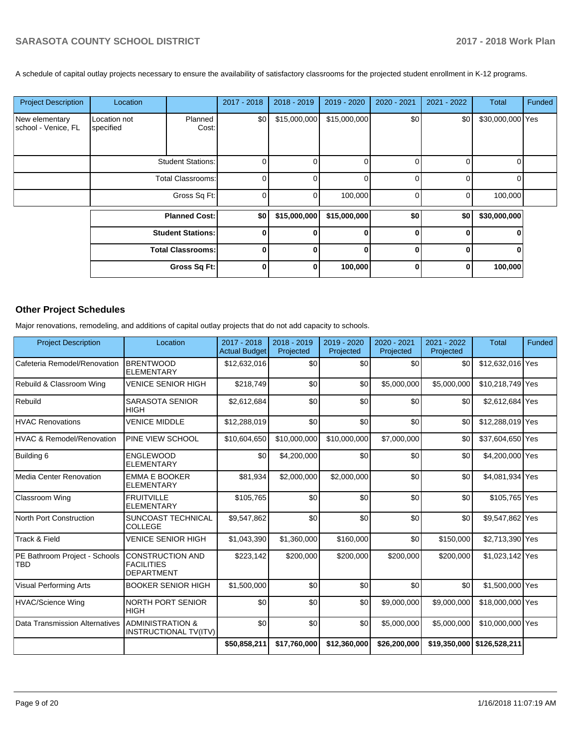A schedule of capital outlay projects necessary to ensure the availability of satisfactory classrooms for the projected student enrollment in K-12 programs.

| Project Description | Location | | 2017 - 2018 | 2018 - 2019 | 2019 - 2020 | 2020 - 2021 | 2021 - 2022 | Total | Funded |
|---|---|---|---|---|---|---|---|---|---|
| New elementary school - Venice, FL | Location not specified | Planned Cost: | $0 | $15,000,000 | $15,000,000 | $0 | $0 | $30,000,000 | Yes |
| | | Student Stations: | 0 | 0 | 0 | 0 | 0 | 0 | |
| | | Total Classrooms: | 0 | 0 | 0 | 0 | 0 | 0 | |
| | | Gross Sq Ft: | 0 | 0 | 100,000 | 0 | 0 | 100,000 | |
| | | **Planned Cost:** | **$0** | **$15,000,000** | **$15,000,000** | **$0** | **$0** | **$30,000,000** | |
| | | **Student Stations:** | **0** | **0** | **0** | **0** | **0** | **0** | |
| | | **Total Classrooms:** | **0** | **0** | **0** | **0** | **0** | **0** | |
| | | **Gross Sq Ft:** | **0** | **0** | **100,000** | **0** | **0** | **100,000** | |

## Other Project Schedules

Major renovations, remodeling, and additions of capital outlay projects that do not add capacity to schools.

| Project Description | Location | 2017 - 2018 Actual Budget | 2018 - 2019 Projected | 2019 - 2020 Projected | 2020 - 2021 Projected | 2021 - 2022 Projected | Total | Funded |
|---|---|---|---|---|---|---|---|---|
| Cafeteria Remodel/Renovation | BRENTWOOD ELEMENTARY | $12,632,016 | $0 | $0 | $0 | $0 | $12,632,016 | Yes |
| Rebuild & Classroom Wing | VENICE SENIOR HIGH | $218,749 | $0 | $0 | $5,000,000 | $5,000,000 | $10,218,749 | Yes |
| Rebuild | SARASOTA SENIOR HIGH | $2,612,684 | $0 | $0 | $0 | $0 | $2,612,684 | Yes |
| HVAC Renovations | VENICE MIDDLE | $12,288,019 | $0 | $0 | $0 | $0 | $12,288,019 | Yes |
| HVAC & Remodel/Renovation | PINE VIEW SCHOOL | $10,604,650 | $10,000,000 | $10,000,000 | $7,000,000 | $0 | $37,604,650 | Yes |
| Building 6 | ENGLEWOOD ELEMENTARY | $0 | $4,200,000 | $0 | $0 | $0 | $4,200,000 | Yes |
| Media Center Renovation | EMMA E BOOKER ELEMENTARY | $81,934 | $2,000,000 | $2,000,000 | $0 | $0 | $4,081,934 | Yes |
| Classroom Wing | FRUITVILLE ELEMENTARY | $105,765 | $0 | $0 | $0 | $0 | $105,765 | Yes |
| North Port Construction | SUNCOAST TECHNICAL COLLEGE | $9,547,862 | $0 | $0 | $0 | $0 | $9,547,862 | Yes |
| Track & Field | VENICE SENIOR HIGH | $1,043,390 | $1,360,000 | $160,000 | $0 | $150,000 | $2,713,390 | Yes |
| PE Bathroom Project - Schools TBD | CONSTRUCTION AND FACILITIES DEPARTMENT | $223,142 | $200,000 | $200,000 | $200,000 | $200,000 | $1,023,142 | Yes |
| Visual Performing Arts | BOOKER SENIOR HIGH | $1,500,000 | $0 | $0 | $0 | $0 | $1,500,000 | Yes |
| HVAC/Science Wing | NORTH PORT SENIOR HIGH | $0 | $0 | $0 | $9,000,000 | $9,000,000 | $18,000,000 | Yes |
| Data Transmission Alternatives | ADMINISTRATION & INSTRUCTIONAL TV(ITV) | $0 | $0 | $0 | $5,000,000 | $5,000,000 | $10,000,000 | Yes |
| | | **$50,858,211** | **$17,760,000** | **$12,360,000** | **$26,200,000** | **$19,350,000** | **$126,528,211** | |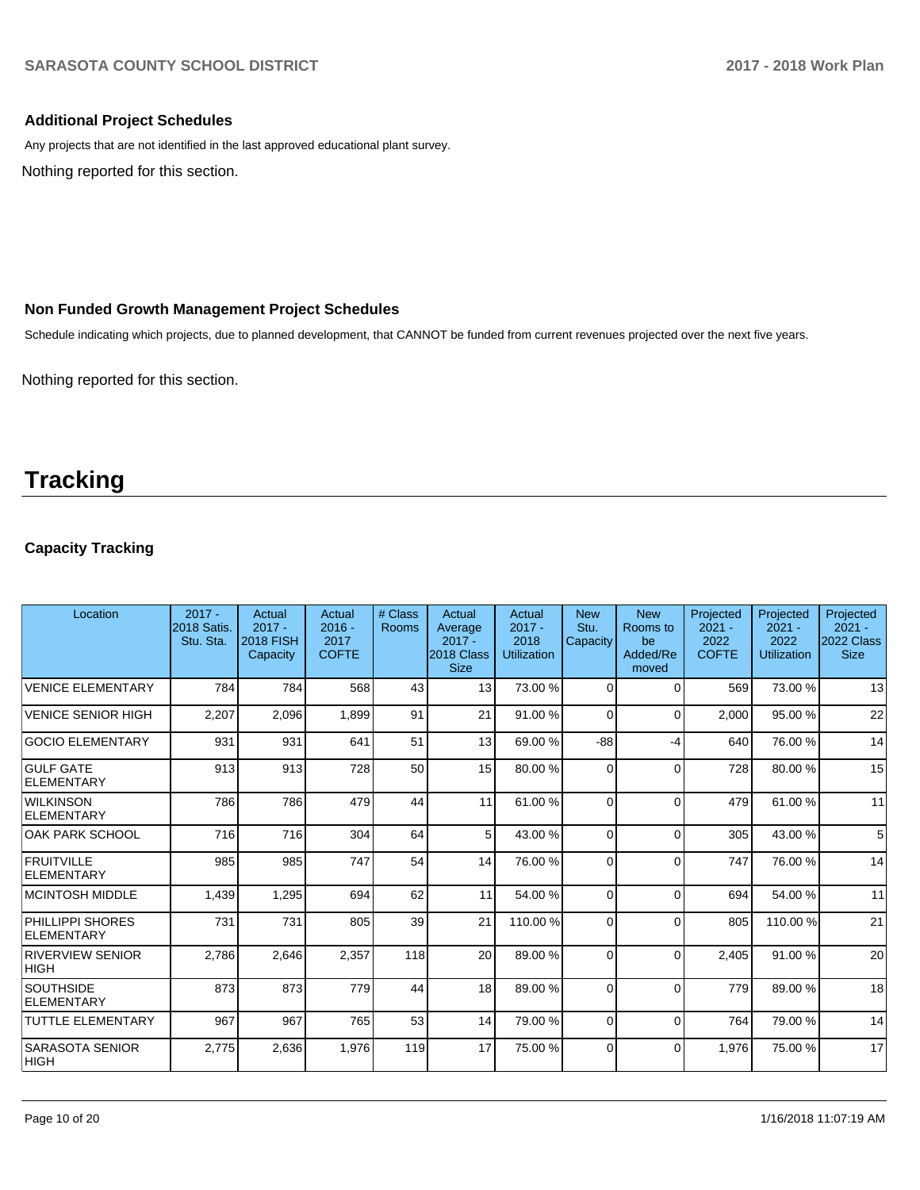### Additional Project Schedules

Any projects that are not identified in the last approved educational plant survey.

Nothing reported for this section.

### Non Funded Growth Management Project Schedules

Schedule indicating which projects, due to planned development, that CANNOT be funded from current revenues projected over the next five years.

Nothing reported for this section.

# Tracking

### Capacity Tracking

| Location | 2017 - 2018 Satis. Stu. Sta. | Actual 2017 - 2018 FISH Capacity | Actual 2016 - 2017 COFTE | # Class Rooms | Actual Average 2017 - 2018 Class Size | Actual 2017 - 2018 Utilization | New Stu. Capacity | New Rooms to be Added/Removed | Projected 2021 - 2022 COFTE | Projected 2021 - 2022 Utilization | Projected 2021 - 2022 Class Size |
|---|---|---|---|---|---|---|---|---|---|---|---|
| VENICE ELEMENTARY | 784 | 784 | 568 | 43 | 13 | 73.00 % | 0 | 0 | 569 | 73.00 % | 13 |
| VENICE SENIOR HIGH | 2,207 | 2,096 | 1,899 | 91 | 21 | 91.00 % | 0 | 0 | 2,000 | 95.00 % | 22 |
| GOCIO ELEMENTARY | 931 | 931 | 641 | 51 | 13 | 69.00 % | -88 | -4 | 640 | 76.00 % | 14 |
| GULF GATE ELEMENTARY | 913 | 913 | 728 | 50 | 15 | 80.00 % | 0 | 0 | 728 | 80.00 % | 15 |
| WILKINSON ELEMENTARY | 786 | 786 | 479 | 44 | 11 | 61.00 % | 0 | 0 | 479 | 61.00 % | 11 |
| OAK PARK SCHOOL | 716 | 716 | 304 | 64 | 5 | 43.00 % | 0 | 0 | 305 | 43.00 % | 5 |
| FRUITVILLE ELEMENTARY | 985 | 985 | 747 | 54 | 14 | 76.00 % | 0 | 0 | 747 | 76.00 % | 14 |
| MCINTOSH MIDDLE | 1,439 | 1,295 | 694 | 62 | 11 | 54.00 % | 0 | 0 | 694 | 54.00 % | 11 |
| PHILLIPPI SHORES ELEMENTARY | 731 | 731 | 805 | 39 | 21 | 110.00 % | 0 | 0 | 805 | 110.00 % | 21 |
| RIVERVIEW SENIOR HIGH | 2,786 | 2,646 | 2,357 | 118 | 20 | 89.00 % | 0 | 0 | 2,405 | 91.00 % | 20 |
| SOUTHSIDE ELEMENTARY | 873 | 873 | 779 | 44 | 18 | 89.00 % | 0 | 0 | 779 | 89.00 % | 18 |
| TUTTLE ELEMENTARY | 967 | 967 | 765 | 53 | 14 | 79.00 % | 0 | 0 | 764 | 79.00 % | 14 |
| SARASOTA SENIOR HIGH | 2,775 | 2,636 | 1,976 | 119 | 17 | 75.00 % | 0 | 0 | 1,976 | 75.00 % | 17 |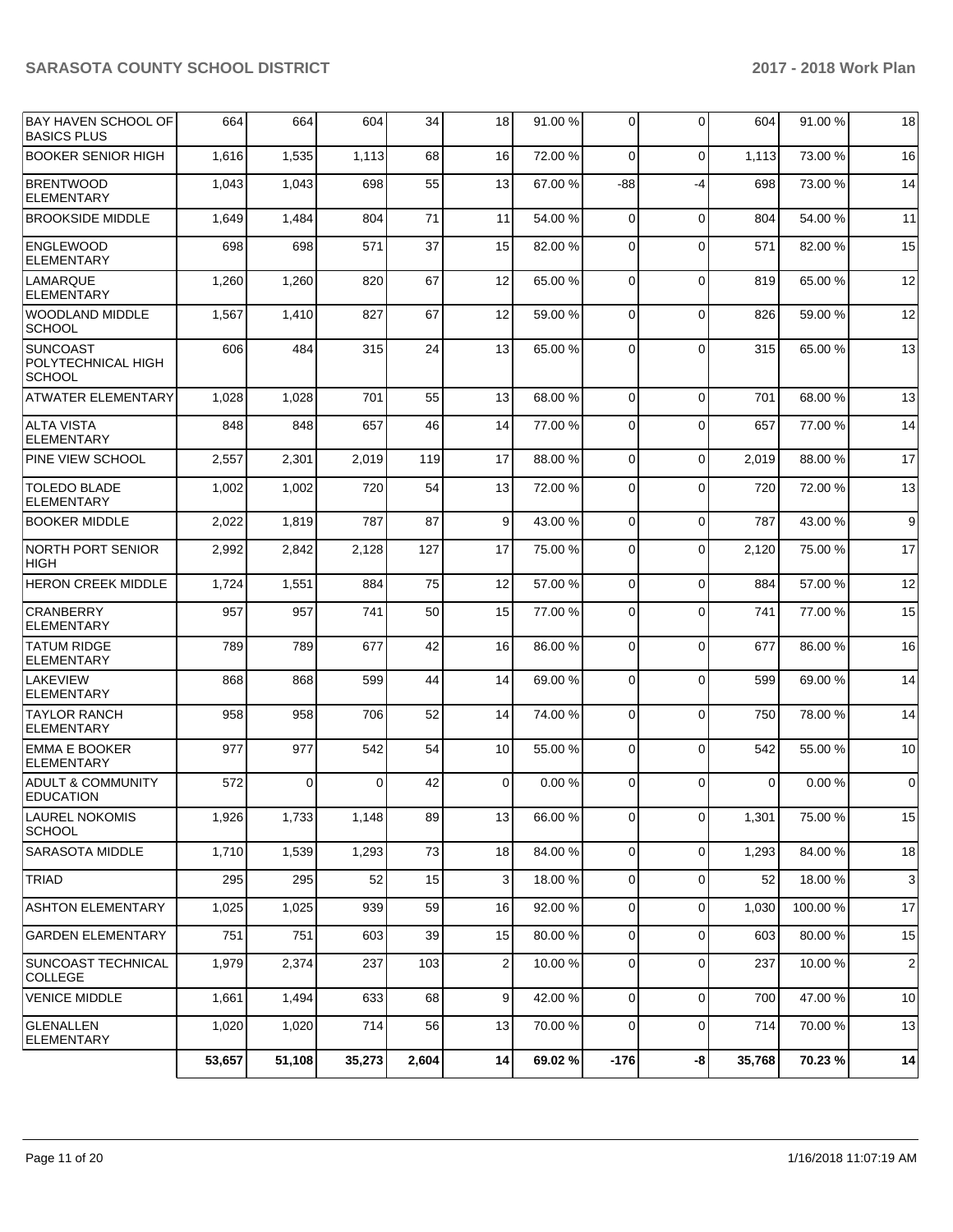| | | | | | | | | | | | |
|---|---|---|---|---|---|---|---|---|---|---|---|
| BAY HAVEN SCHOOL OF BASICS PLUS | 664 | 664 | 604 | 34 | 18 | 91.00 % | 0 | 0 | 604 | 91.00 % | 18 |
| BOOKER SENIOR HIGH | 1,616 | 1,535 | 1,113 | 68 | 16 | 72.00 % | 0 | 0 | 1,113 | 73.00 % | 16 |
| BRENTWOOD ELEMENTARY | 1,043 | 1,043 | 698 | 55 | 13 | 67.00 % | -88 | -4 | 698 | 73.00 % | 14 |
| BROOKSIDE MIDDLE | 1,649 | 1,484 | 804 | 71 | 11 | 54.00 % | 0 | 0 | 804 | 54.00 % | 11 |
| ENGLEWOOD ELEMENTARY | 698 | 698 | 571 | 37 | 15 | 82.00 % | 0 | 0 | 571 | 82.00 % | 15 |
| LAMARQUE ELEMENTARY | 1,260 | 1,260 | 820 | 67 | 12 | 65.00 % | 0 | 0 | 819 | 65.00 % | 12 |
| WOODLAND MIDDLE SCHOOL | 1,567 | 1,410 | 827 | 67 | 12 | 59.00 % | 0 | 0 | 826 | 59.00 % | 12 |
| SUNCOAST POLYTECHNICAL HIGH SCHOOL | 606 | 484 | 315 | 24 | 13 | 65.00 % | 0 | 0 | 315 | 65.00 % | 13 |
| ATWATER ELEMENTARY | 1,028 | 1,028 | 701 | 55 | 13 | 68.00 % | 0 | 0 | 701 | 68.00 % | 13 |
| ALTA VISTA ELEMENTARY | 848 | 848 | 657 | 46 | 14 | 77.00 % | 0 | 0 | 657 | 77.00 % | 14 |
| PINE VIEW SCHOOL | 2,557 | 2,301 | 2,019 | 119 | 17 | 88.00 % | 0 | 0 | 2,019 | 88.00 % | 17 |
| TOLEDO BLADE ELEMENTARY | 1,002 | 1,002 | 720 | 54 | 13 | 72.00 % | 0 | 0 | 720 | 72.00 % | 13 |
| BOOKER MIDDLE | 2,022 | 1,819 | 787 | 87 | 9 | 43.00 % | 0 | 0 | 787 | 43.00 % | 9 |
| NORTH PORT SENIOR HIGH | 2,992 | 2,842 | 2,128 | 127 | 17 | 75.00 % | 0 | 0 | 2,120 | 75.00 % | 17 |
| HERON CREEK MIDDLE | 1,724 | 1,551 | 884 | 75 | 12 | 57.00 % | 0 | 0 | 884 | 57.00 % | 12 |
| CRANBERRY ELEMENTARY | 957 | 957 | 741 | 50 | 15 | 77.00 % | 0 | 0 | 741 | 77.00 % | 15 |
| TATUM RIDGE ELEMENTARY | 789 | 789 | 677 | 42 | 16 | 86.00 % | 0 | 0 | 677 | 86.00 % | 16 |
| LAKEVIEW ELEMENTARY | 868 | 868 | 599 | 44 | 14 | 69.00 % | 0 | 0 | 599 | 69.00 % | 14 |
| TAYLOR RANCH ELEMENTARY | 958 | 958 | 706 | 52 | 14 | 74.00 % | 0 | 0 | 750 | 78.00 % | 14 |
| EMMA E BOOKER ELEMENTARY | 977 | 977 | 542 | 54 | 10 | 55.00 % | 0 | 0 | 542 | 55.00 % | 10 |
| ADULT & COMMUNITY EDUCATION | 572 | 0 | 0 | 42 | 0 | 0.00 % | 0 | 0 | 0 | 0.00 % | 0 |
| LAUREL NOKOMIS SCHOOL | 1,926 | 1,733 | 1,148 | 89 | 13 | 66.00 % | 0 | 0 | 1,301 | 75.00 % | 15 |
| SARASOTA MIDDLE | 1,710 | 1,539 | 1,293 | 73 | 18 | 84.00 % | 0 | 0 | 1,293 | 84.00 % | 18 |
| TRIAD | 295 | 295 | 52 | 15 | 3 | 18.00 % | 0 | 0 | 52 | 18.00 % | 3 |
| ASHTON ELEMENTARY | 1,025 | 1,025 | 939 | 59 | 16 | 92.00 % | 0 | 0 | 1,030 | 100.00 % | 17 |
| GARDEN ELEMENTARY | 751 | 751 | 603 | 39 | 15 | 80.00 % | 0 | 0 | 603 | 80.00 % | 15 |
| SUNCOAST TECHNICAL COLLEGE | 1,979 | 2,374 | 237 | 103 | 2 | 10.00 % | 0 | 0 | 237 | 10.00 % | 2 |
| VENICE MIDDLE | 1,661 | 1,494 | 633 | 68 | 9 | 42.00 % | 0 | 0 | 700 | 47.00 % | 10 |
| GLENALLEN ELEMENTARY | 1,020 | 1,020 | 714 | 56 | 13 | 70.00 % | 0 | 0 | 714 | 70.00 % | 13 |
| | **53,657** | **51,108** | **35,273** | **2,604** | **14** | **69.02 %** | **-176** | **-8** | **35,768** | **70.23 %** | **14** |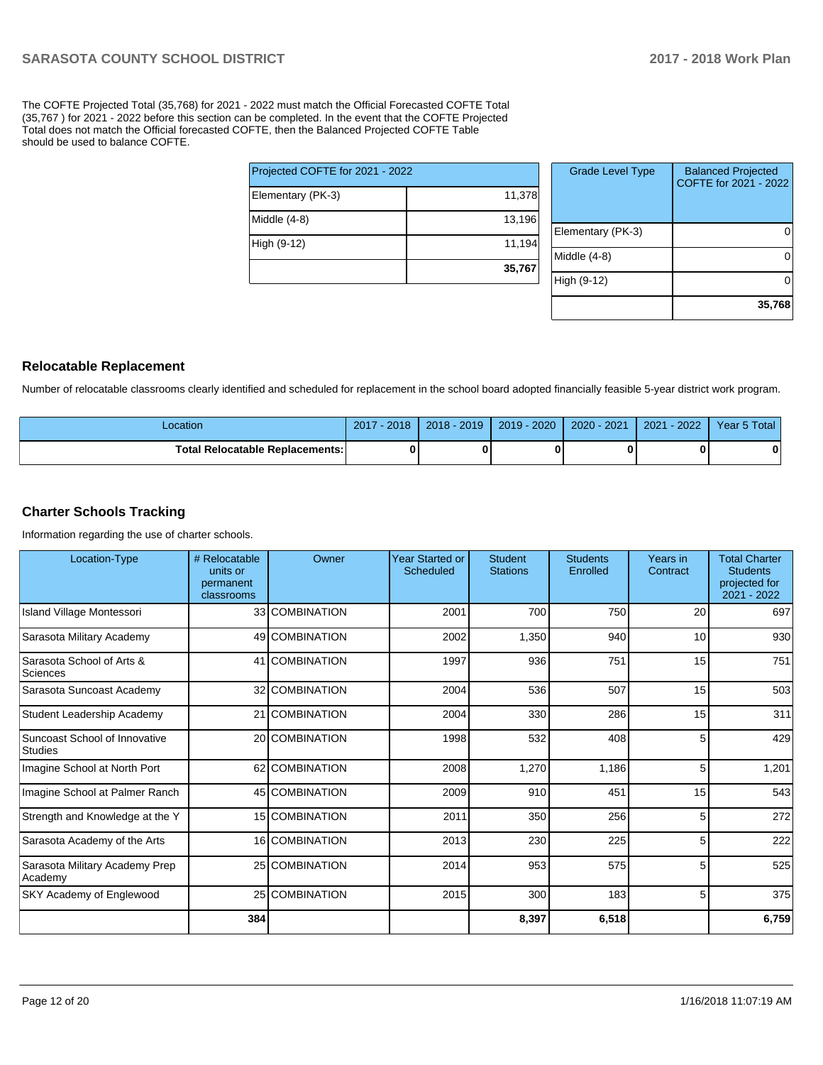The COFTE Projected Total (35,768) for 2021 - 2022 must match the Official Forecasted COFTE Total (35,767 ) for 2021 - 2022 before this section can be completed. In the event that the COFTE Projected Total does not match the Official forecasted COFTE, then the Balanced Projected COFTE Table should be used to balance COFTE.

| Projected COFTE for 2021 - 2022 | |
|---|---|
| Elementary (PK-3) | 11,378 |
| Middle (4-8) | 13,196 |
| High (9-12) | 11,194 |
| | **35,767** |

| Grade Level Type | Balanced Projected COFTE for 2021 - 2022 |
|---|---|
| Elementary (PK-3) | 0 |
| Middle (4-8) | 0 |
| High (9-12) | 0 |
| | **35,768** |

## Relocatable Replacement

Number of relocatable classrooms clearly identified and scheduled for replacement in the school board adopted financially feasible 5-year district work program.

| Location | 2017 - 2018 | 2018 - 2019 | 2019 - 2020 | 2020 - 2021 | 2021 - 2022 | Year 5 Total |
|---|---|---|---|---|---|---|
| **Total Relocatable Replacements:** | **0** | **0** | **0** | **0** | **0** | **0** |

## Charter Schools Tracking

Information regarding the use of charter schools.

| Location-Type | # Relocatable units or permanent classrooms | Owner | Year Started or Scheduled | Student Stations | Students Enrolled | Years in Contract | Total Charter Students projected for 2021 - 2022 |
|---|---|---|---|---|---|---|---|
| Island Village Montessori | 33 | COMBINATION | 2001 | 700 | 750 | 20 | 697 |
| Sarasota Military Academy | 49 | COMBINATION | 2002 | 1,350 | 940 | 10 | 930 |
| Sarasota School of Arts & Sciences | 41 | COMBINATION | 1997 | 936 | 751 | 15 | 751 |
| Sarasota Suncoast Academy | 32 | COMBINATION | 2004 | 536 | 507 | 15 | 503 |
| Student Leadership Academy | 21 | COMBINATION | 2004 | 330 | 286 | 15 | 311 |
| Suncoast School of Innovative Studies | 20 | COMBINATION | 1998 | 532 | 408 | 5 | 429 |
| Imagine School at North Port | 62 | COMBINATION | 2008 | 1,270 | 1,186 | 5 | 1,201 |
| Imagine School at Palmer Ranch | 45 | COMBINATION | 2009 | 910 | 451 | 15 | 543 |
| Strength and Knowledge at the Y | 15 | COMBINATION | 2011 | 350 | 256 | 5 | 272 |
| Sarasota Academy of the Arts | 16 | COMBINATION | 2013 | 230 | 225 | 5 | 222 |
| Sarasota Military Academy Prep Academy | 25 | COMBINATION | 2014 | 953 | 575 | 5 | 525 |
| SKY Academy of Englewood | 25 | COMBINATION | 2015 | 300 | 183 | 5 | 375 |
| | **384** | | | **8,397** | **6,518** | | **6,759** |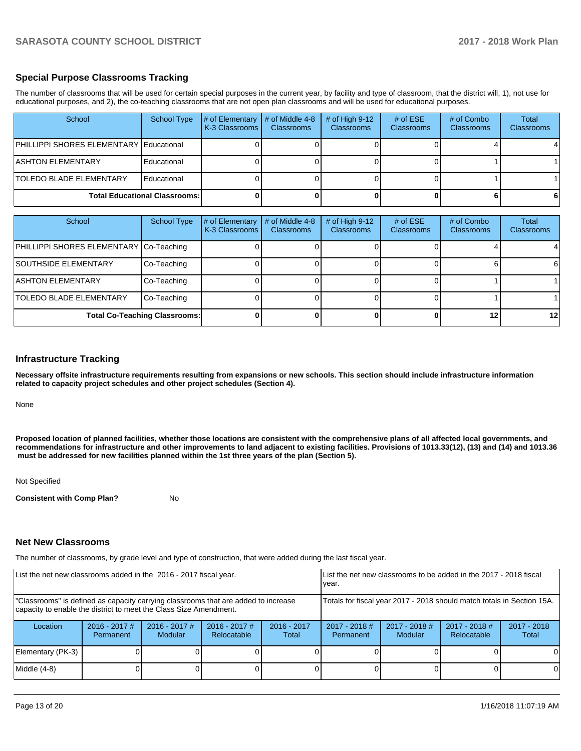## Special Purpose Classrooms Tracking

The number of classrooms that will be used for certain special purposes in the current year, by facility and type of classroom, that the district will, 1), not use for educational purposes, and 2), the co-teaching classrooms that are not open plan classrooms and will be used for educational purposes.

| School | School Type | # of Elementary K-3 Classrooms | # of Middle 4-8 Classrooms | # of High 9-12 Classrooms | # of ESE Classrooms | # of Combo Classrooms | Total Classrooms |
|---|---|---|---|---|---|---|---|
| PHILLIPPI SHORES ELEMENTARY | Educational | 0 | 0 | 0 | 0 | 4 | 4 |
| ASHTON ELEMENTARY | Educational | 0 | 0 | 0 | 0 | 1 | 1 |
| TOLEDO BLADE ELEMENTARY | Educational | 0 | 0 | 0 | 0 | 1 | 1 |
| **Total Educational Classrooms:** | | **0** | **0** | **0** | **0** | **6** | **6** |

| School | School Type | # of Elementary K-3 Classrooms | # of Middle 4-8 Classrooms | # of High 9-12 Classrooms | # of ESE Classrooms | # of Combo Classrooms | Total Classrooms |
|---|---|---|---|---|---|---|---|
| PHILLIPPI SHORES ELEMENTARY | Co-Teaching | 0 | 0 | 0 | 0 | 4 | 4 |
| SOUTHSIDE ELEMENTARY | Co-Teaching | 0 | 0 | 0 | 0 | 6 | 6 |
| ASHTON ELEMENTARY | Co-Teaching | 0 | 0 | 0 | 0 | 1 | 1 |
| TOLEDO BLADE ELEMENTARY | Co-Teaching | 0 | 0 | 0 | 0 | 1 | 1 |
| **Total Co-Teaching Classrooms:** | | **0** | **0** | **0** | **0** | **12** | **12** |

## Infrastructure Tracking

**Necessary offsite infrastructure requirements resulting from expansions or new schools. This section should include infrastructure information related to capacity project schedules and other project schedules (Section 4).**

None

**Proposed location of planned facilities, whether those locations are consistent with the comprehensive plans of all affected local governments, and recommendations for infrastructure and other improvements to land adjacent to existing facilities. Provisions of 1013.33(12), (13) and (14) and 1013.36 must be addressed for new facilities planned within the 1st three years of the plan (Section 5).**

Not Specified

**Consistent with Comp Plan?** No

## Net New Classrooms

The number of classrooms, by grade level and type of construction, that were added during the last fiscal year.

| List the net new classrooms added in the 2016 - 2017 fiscal year. | | | | | List the net new classrooms to be added in the 2017 - 2018 fiscal year. | | | |
|---|---|---|---|---|---|---|---|---|
| "Classrooms" is defined as capacity carrying classrooms that are added to increase capacity to enable the district to meet the Class Size Amendment. | | | | | Totals for fiscal year 2017 - 2018 should match totals in Section 15A. | | | |
| Location | 2016 - 2017 # Permanent | 2016 - 2017 # Modular | 2016 - 2017 # Relocatable | 2016 - 2017 Total | 2017 - 2018 # Permanent | 2017 - 2018 # Modular | 2017 - 2018 # Relocatable | 2017 - 2018 Total |
| Elementary (PK-3) | 0 | 0 | 0 | 0 | 0 | 0 | 0 | 0 |
| Middle (4-8) | 0 | 0 | 0 | 0 | 0 | 0 | 0 | 0 |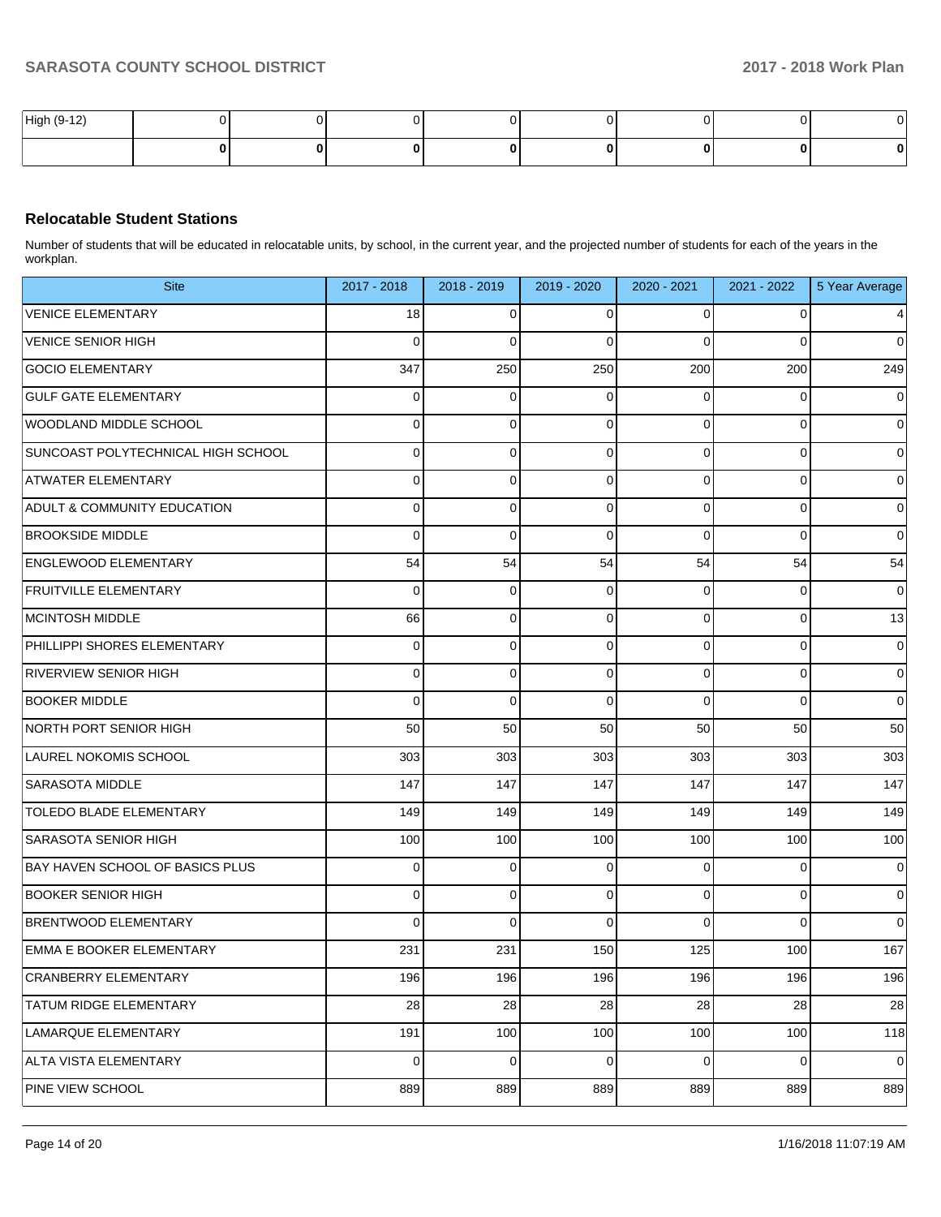| High (9-12) | 0 | 0 | 0 | 0 | 0 | 0 | 0 | 0 |
|---|---|---|---|---|---|---|---|---|
| | **0** | **0** | **0** | **0** | **0** | **0** | **0** | **0** |

### Relocatable Student Stations

Number of students that will be educated in relocatable units, by school, in the current year, and the projected number of students for each of the years in the workplan.

| Site | 2017 - 2018 | 2018 - 2019 | 2019 - 2020 | 2020 - 2021 | 2021 - 2022 | 5 Year Average |
|---|---|---|---|---|---|---|
| VENICE ELEMENTARY | 18 | 0 | 0 | 0 | 0 | 4 |
| VENICE SENIOR HIGH | 0 | 0 | 0 | 0 | 0 | 0 |
| GOCIO ELEMENTARY | 347 | 250 | 250 | 200 | 200 | 249 |
| GULF GATE ELEMENTARY | 0 | 0 | 0 | 0 | 0 | 0 |
| WOODLAND MIDDLE SCHOOL | 0 | 0 | 0 | 0 | 0 | 0 |
| SUNCOAST POLYTECHNICAL HIGH SCHOOL | 0 | 0 | 0 | 0 | 0 | 0 |
| ATWATER ELEMENTARY | 0 | 0 | 0 | 0 | 0 | 0 |
| ADULT & COMMUNITY EDUCATION | 0 | 0 | 0 | 0 | 0 | 0 |
| BROOKSIDE MIDDLE | 0 | 0 | 0 | 0 | 0 | 0 |
| ENGLEWOOD ELEMENTARY | 54 | 54 | 54 | 54 | 54 | 54 |
| FRUITVILLE ELEMENTARY | 0 | 0 | 0 | 0 | 0 | 0 |
| MCINTOSH MIDDLE | 66 | 0 | 0 | 0 | 0 | 13 |
| PHILLIPPI SHORES ELEMENTARY | 0 | 0 | 0 | 0 | 0 | 0 |
| RIVERVIEW SENIOR HIGH | 0 | 0 | 0 | 0 | 0 | 0 |
| BOOKER MIDDLE | 0 | 0 | 0 | 0 | 0 | 0 |
| NORTH PORT SENIOR HIGH | 50 | 50 | 50 | 50 | 50 | 50 |
| LAUREL NOKOMIS SCHOOL | 303 | 303 | 303 | 303 | 303 | 303 |
| SARASOTA MIDDLE | 147 | 147 | 147 | 147 | 147 | 147 |
| TOLEDO BLADE ELEMENTARY | 149 | 149 | 149 | 149 | 149 | 149 |
| SARASOTA SENIOR HIGH | 100 | 100 | 100 | 100 | 100 | 100 |
| BAY HAVEN SCHOOL OF BASICS PLUS | 0 | 0 | 0 | 0 | 0 | 0 |
| BOOKER SENIOR HIGH | 0 | 0 | 0 | 0 | 0 | 0 |
| BRENTWOOD ELEMENTARY | 0 | 0 | 0 | 0 | 0 | 0 |
| EMMA E BOOKER ELEMENTARY | 231 | 231 | 150 | 125 | 100 | 167 |
| CRANBERRY ELEMENTARY | 196 | 196 | 196 | 196 | 196 | 196 |
| TATUM RIDGE ELEMENTARY | 28 | 28 | 28 | 28 | 28 | 28 |
| LAMARQUE ELEMENTARY | 191 | 100 | 100 | 100 | 100 | 118 |
| ALTA VISTA ELEMENTARY | 0 | 0 | 0 | 0 | 0 | 0 |
| PINE VIEW SCHOOL | 889 | 889 | 889 | 889 | 889 | 889 |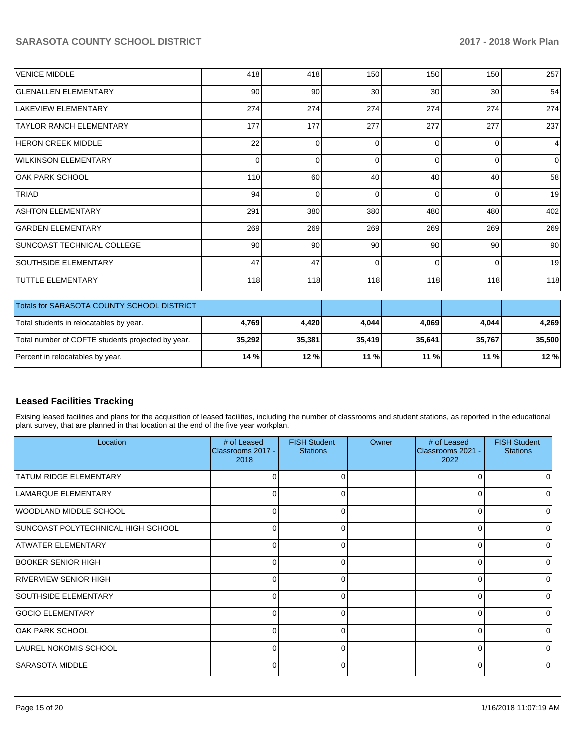| | | | | | | |
|---|---|---|---|---|---|---|
| VENICE MIDDLE | 418 | 418 | 150 | 150 | 150 | 257 |
| GLENALLEN ELEMENTARY | 90 | 90 | 30 | 30 | 30 | 54 |
| LAKEVIEW ELEMENTARY | 274 | 274 | 274 | 274 | 274 | 274 |
| TAYLOR RANCH ELEMENTARY | 177 | 177 | 277 | 277 | 277 | 237 |
| HERON CREEK MIDDLE | 22 | 0 | 0 | 0 | 0 | 4 |
| WILKINSON ELEMENTARY | 0 | 0 | 0 | 0 | 0 | 0 |
| OAK PARK SCHOOL | 110 | 60 | 40 | 40 | 40 | 58 |
| TRIAD | 94 | 0 | 0 | 0 | 0 | 19 |
| ASHTON ELEMENTARY | 291 | 380 | 380 | 480 | 480 | 402 |
| GARDEN ELEMENTARY | 269 | 269 | 269 | 269 | 269 | 269 |
| SUNCOAST TECHNICAL COLLEGE | 90 | 90 | 90 | 90 | 90 | 90 |
| SOUTHSIDE ELEMENTARY | 47 | 47 | 0 | 0 | 0 | 19 |
| TUTTLE ELEMENTARY | 118 | 118 | 118 | 118 | 118 | 118 |

| Totals for SARASOTA COUNTY SCHOOL DISTRICT | | | | | | |
|---|---|---|---|---|---|---|
| Total students in relocatables by year. | **4,769** | **4,420** | **4,044** | **4,069** | **4,044** | **4,269** |
| Total number of COFTE students projected by year. | **35,292** | **35,381** | **35,419** | **35,641** | **35,767** | **35,500** |
| Percent in relocatables by year. | **14 %** | **12 %** | **11 %** | **11 %** | **11 %** | **12 %** |

## Leased Facilities Tracking

Exising leased facilities and plans for the acquisition of leased facilities, including the number of classrooms and student stations, as reported in the educational plant survey, that are planned in that location at the end of the five year workplan.

| Location | # of Leased Classrooms 2017 - 2018 | FISH Student Stations | Owner | # of Leased Classrooms 2021 - 2022 | FISH Student Stations |
|---|---|---|---|---|---|
| TATUM RIDGE ELEMENTARY | 0 | 0 | | 0 | 0 |
| LAMARQUE ELEMENTARY | 0 | 0 | | 0 | 0 |
| WOODLAND MIDDLE SCHOOL | 0 | 0 | | 0 | 0 |
| SUNCOAST POLYTECHNICAL HIGH SCHOOL | 0 | 0 | | 0 | 0 |
| ATWATER ELEMENTARY | 0 | 0 | | 0 | 0 |
| BOOKER SENIOR HIGH | 0 | 0 | | 0 | 0 |
| RIVERVIEW SENIOR HIGH | 0 | 0 | | 0 | 0 |
| SOUTHSIDE ELEMENTARY | 0 | 0 | | 0 | 0 |
| GOCIO ELEMENTARY | 0 | 0 | | 0 | 0 |
| OAK PARK SCHOOL | 0 | 0 | | 0 | 0 |
| LAUREL NOKOMIS SCHOOL | 0 | 0 | | 0 | 0 |
| SARASOTA MIDDLE | 0 | 0 | | 0 | 0 |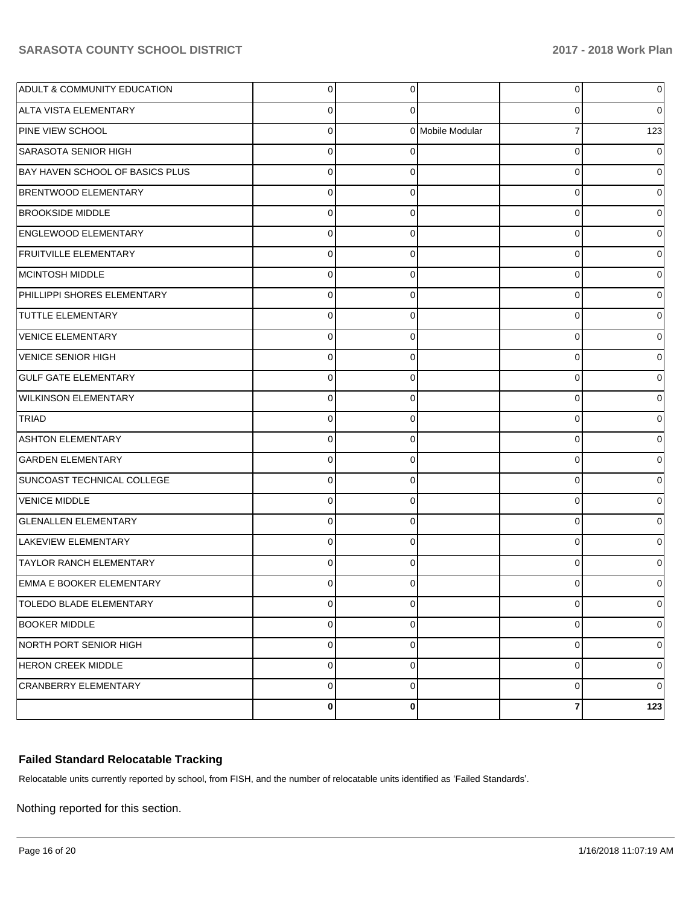| | | | | | |
|---|---|---|---|---|---|
| ADULT & COMMUNITY EDUCATION | 0 | 0 | | 0 | 0 |
| ALTA VISTA ELEMENTARY | 0 | 0 | | 0 | 0 |
| PINE VIEW SCHOOL | 0 | 0 | Mobile Modular | 7 | 123 |
| SARASOTA SENIOR HIGH | 0 | 0 | | 0 | 0 |
| BAY HAVEN SCHOOL OF BASICS PLUS | 0 | 0 | | 0 | 0 |
| BRENTWOOD ELEMENTARY | 0 | 0 | | 0 | 0 |
| BROOKSIDE MIDDLE | 0 | 0 | | 0 | 0 |
| ENGLEWOOD ELEMENTARY | 0 | 0 | | 0 | 0 |
| FRUITVILLE ELEMENTARY | 0 | 0 | | 0 | 0 |
| MCINTOSH MIDDLE | 0 | 0 | | 0 | 0 |
| PHILLIPPI SHORES ELEMENTARY | 0 | 0 | | 0 | 0 |
| TUTTLE ELEMENTARY | 0 | 0 | | 0 | 0 |
| VENICE ELEMENTARY | 0 | 0 | | 0 | 0 |
| VENICE SENIOR HIGH | 0 | 0 | | 0 | 0 |
| GULF GATE ELEMENTARY | 0 | 0 | | 0 | 0 |
| WILKINSON ELEMENTARY | 0 | 0 | | 0 | 0 |
| TRIAD | 0 | 0 | | 0 | 0 |
| ASHTON ELEMENTARY | 0 | 0 | | 0 | 0 |
| GARDEN ELEMENTARY | 0 | 0 | | 0 | 0 |
| SUNCOAST TECHNICAL COLLEGE | 0 | 0 | | 0 | 0 |
| VENICE MIDDLE | 0 | 0 | | 0 | 0 |
| GLENALLEN ELEMENTARY | 0 | 0 | | 0 | 0 |
| LAKEVIEW ELEMENTARY | 0 | 0 | | 0 | 0 |
| TAYLOR RANCH ELEMENTARY | 0 | 0 | | 0 | 0 |
| EMMA E BOOKER ELEMENTARY | 0 | 0 | | 0 | 0 |
| TOLEDO BLADE ELEMENTARY | 0 | 0 | | 0 | 0 |
| BOOKER MIDDLE | 0 | 0 | | 0 | 0 |
| NORTH PORT SENIOR HIGH | 0 | 0 | | 0 | 0 |
| HERON CREEK MIDDLE | 0 | 0 | | 0 | 0 |
| CRANBERRY ELEMENTARY | 0 | 0 | | 0 | 0 |
| | **0** | **0** | | **7** | **123** |

### Failed Standard Relocatable Tracking

Relocatable units currently reported by school, from FISH, and the number of relocatable units identified as 'Failed Standards'.

Nothing reported for this section.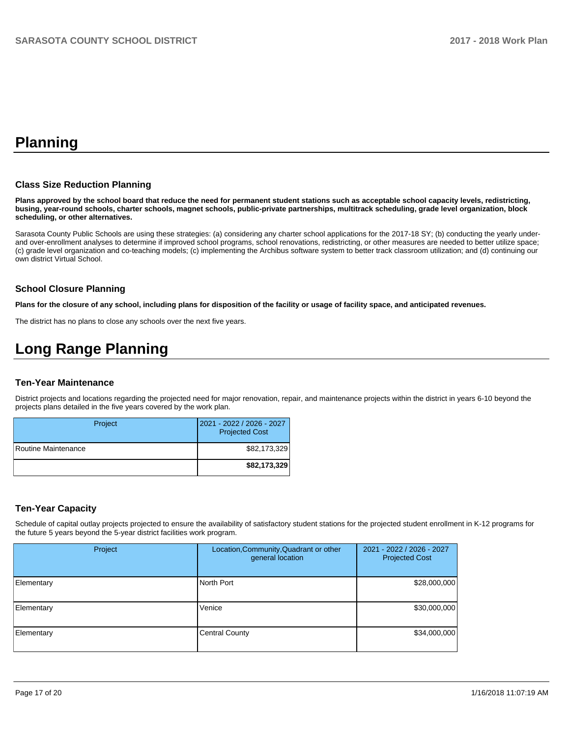# Planning

### Class Size Reduction Planning

**Plans approved by the school board that reduce the need for permanent student stations such as acceptable school capacity levels, redistricting, busing, year-round schools, charter schools, magnet schools, public-private partnerships, multitrack scheduling, grade level organization, block scheduling, or other alternatives.**

Sarasota County Public Schools are using these strategies: (a) considering any charter school applications for the 2017-18 SY; (b) conducting the yearly under- and over-enrollment analyses to determine if improved school programs, school renovations, redistricting, or other measures are needed to better utilize space; (c) grade level organization and co-teaching models; (c) implementing the Archibus software system to better track classroom utilization; and (d) continuing our own district Virtual School.

### School Closure Planning

**Plans for the closure of any school, including plans for disposition of the facility or usage of facility space, and anticipated revenues.**

The district has no plans to close any schools over the next five years.

# Long Range Planning

### Ten-Year Maintenance

District projects and locations regarding the projected need for major renovation, repair, and maintenance projects within the district in years 6-10 beyond the projects plans detailed in the five years covered by the work plan.

| Project | 2021 - 2022 / 2026 - 2027 Projected Cost |
|---|---|
| Routine Maintenance | $82,173,329 |
| | **$82,173,329** |

### Ten-Year Capacity

Schedule of capital outlay projects projected to ensure the availability of satisfactory student stations for the projected student enrollment in K-12 programs for the future 5 years beyond the 5-year district facilities work program.

| Project | Location,Community,Quadrant or other general location | 2021 - 2022 / 2026 - 2027 Projected Cost |
|---|---|---|
| Elementary | North Port | $28,000,000 |
| Elementary | Venice | $30,000,000 |
| Elementary | Central County | $34,000,000 |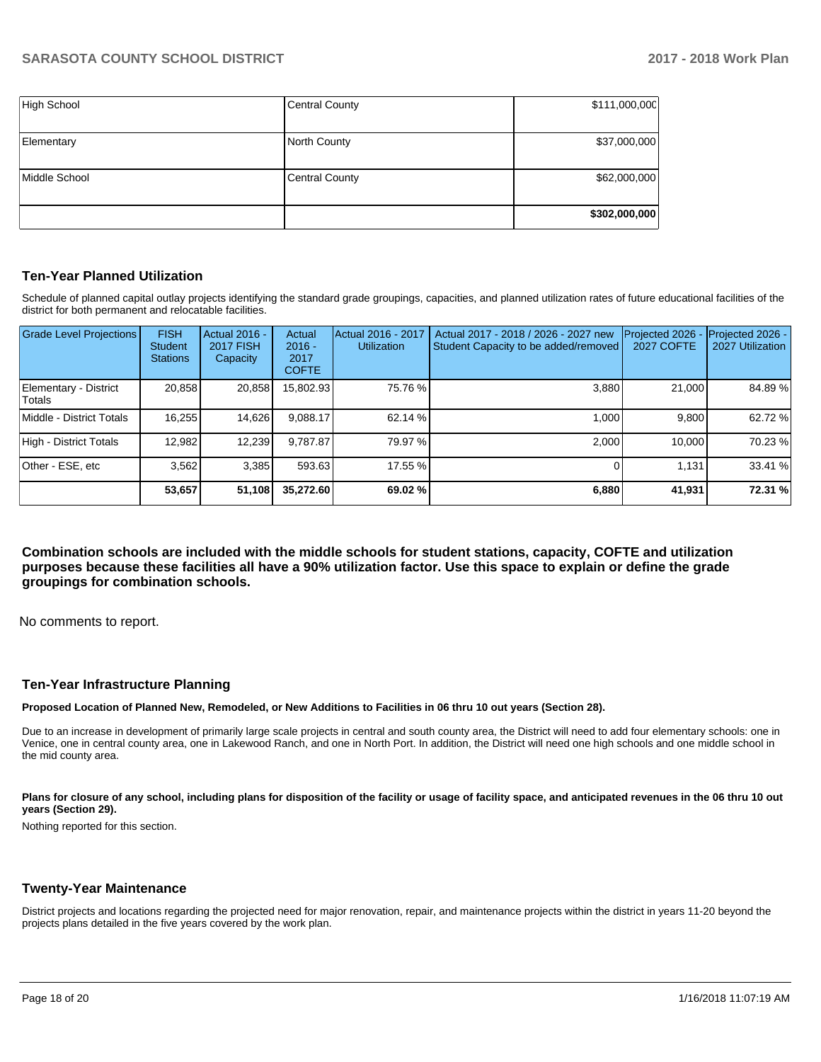| High School | Central County | $111,000,000 |
|---|---|---|
| Elementary | North County | $37,000,000 |
| Middle School | Central County | $62,000,000 |
| | | **$302,000,000** |

## Ten-Year Planned Utilization

Schedule of planned capital outlay projects identifying the standard grade groupings, capacities, and planned utilization rates of future educational facilities of the district for both permanent and relocatable facilities.

| Grade Level Projections | FISH Student Stations | Actual 2016 - 2017 FISH Capacity | Actual 2016 - 2017 COFTE | Actual 2016 - 2017 Utilization | Actual 2017 - 2018 / 2026 - 2027 new Student Capacity to be added/removed | Projected 2026 - 2027 COFTE | Projected 2026 - 2027 Utilization |
|---|---|---|---|---|---|---|---|
| Elementary - District Totals | 20,858 | 20,858 | 15,802.93 | 75.76 % | 3,880 | 21,000 | 84.89 % |
| Middle - District Totals | 16,255 | 14,626 | 9,088.17 | 62.14 % | 1,000 | 9,800 | 62.72 % |
| High - District Totals | 12,982 | 12,239 | 9,787.87 | 79.97 % | 2,000 | 10,000 | 70.23 % |
| Other - ESE, etc | 3,562 | 3,385 | 593.63 | 17.55 % | 0 | 1,131 | 33.41 % |
| | **53,657** | **51,108** | **35,272.60** | **69.02 %** | **6,880** | **41,931** | **72.31 %** |

**Combination schools are included with the middle schools for student stations, capacity, COFTE and utilization purposes because these facilities all have a 90% utilization factor. Use this space to explain or define the grade groupings for combination schools.**

No comments to report.

## Ten-Year Infrastructure Planning

**Proposed Location of Planned New, Remodeled, or New Additions to Facilities in 06 thru 10 out years (Section 28).**

Due to an increase in development of primarily large scale projects in central and south county area, the District will need to add four elementary schools: one in Venice, one in central county area, one in Lakewood Ranch, and one in North Port. In addition, the District will need one high schools and one middle school in the mid county area.

**Plans for closure of any school, including plans for disposition of the facility or usage of facility space, and anticipated revenues in the 06 thru 10 out years (Section 29).**

Nothing reported for this section.

## Twenty-Year Maintenance

District projects and locations regarding the projected need for major renovation, repair, and maintenance projects within the district in years 11-20 beyond the projects plans detailed in the five years covered by the work plan.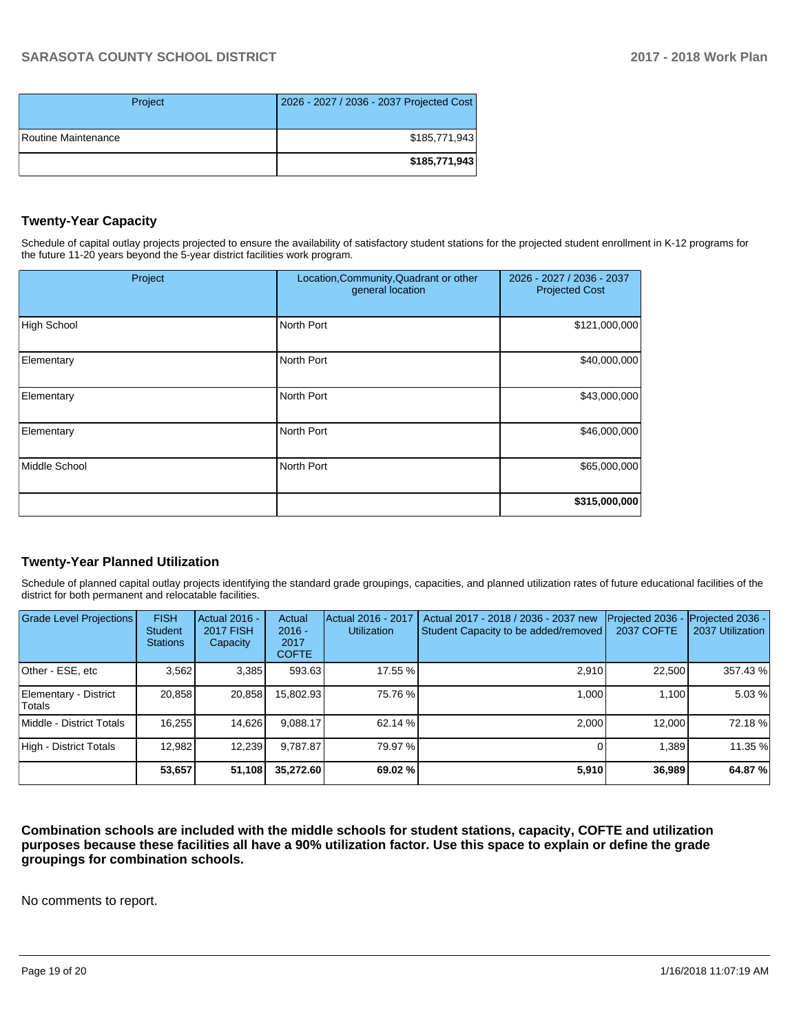| Project | 2026 - 2027 / 2036 - 2037 Projected Cost |
|---|---|
| Routine Maintenance | $185,771,943 |
| | **$185,771,943** |

## Twenty-Year Capacity

Schedule of capital outlay projects projected to ensure the availability of satisfactory student stations for the projected student enrollment in K-12 programs for the future 11-20 years beyond the 5-year district facilities work program.

| Project | Location,Community,Quadrant or other general location | 2026 - 2027 / 2036 - 2037 Projected Cost |
|---|---|---|
| High School | North Port | $121,000,000 |
| Elementary | North Port | $40,000,000 |
| Elementary | North Port | $43,000,000 |
| Elementary | North Port | $46,000,000 |
| Middle School | North Port | $65,000,000 |
| | | **$315,000,000** |

## Twenty-Year Planned Utilization

Schedule of planned capital outlay projects identifying the standard grade groupings, capacities, and planned utilization rates of future educational facilities of the district for both permanent and relocatable facilities.

| Grade Level Projections | FISH Student Stations | Actual 2016 - 2017 FISH Capacity | Actual 2016 - 2017 COFTE | Actual 2016 - 2017 Utilization | Actual 2017 - 2018 / 2036 - 2037 new Student Capacity to be added/removed | Projected 2036 - 2037 COFTE | Projected 2036 - 2037 Utilization |
|---|---|---|---|---|---|---|---|
| Other - ESE, etc | 3,562 | 3,385 | 593.63 | 17.55 % | 2,910 | 22,500 | 357.43 % |
| Elementary - District Totals | 20,858 | 20,858 | 15,802.93 | 75.76 % | 1,000 | 1,100 | 5.03 % |
| Middle - District Totals | 16,255 | 14,626 | 9,088.17 | 62.14 % | 2,000 | 12,000 | 72.18 % |
| High - District Totals | 12,982 | 12,239 | 9,787.87 | 79.97 % | 0 | 1,389 | 11.35 % |
| | **53,657** | **51,108** | **35,272.60** | **69.02 %** | **5,910** | **36,989** | **64.87 %** |

**Combination schools are included with the middle schools for student stations, capacity, COFTE and utilization purposes because these facilities all have a 90% utilization factor. Use this space to explain or define the grade groupings for combination schools.**

No comments to report.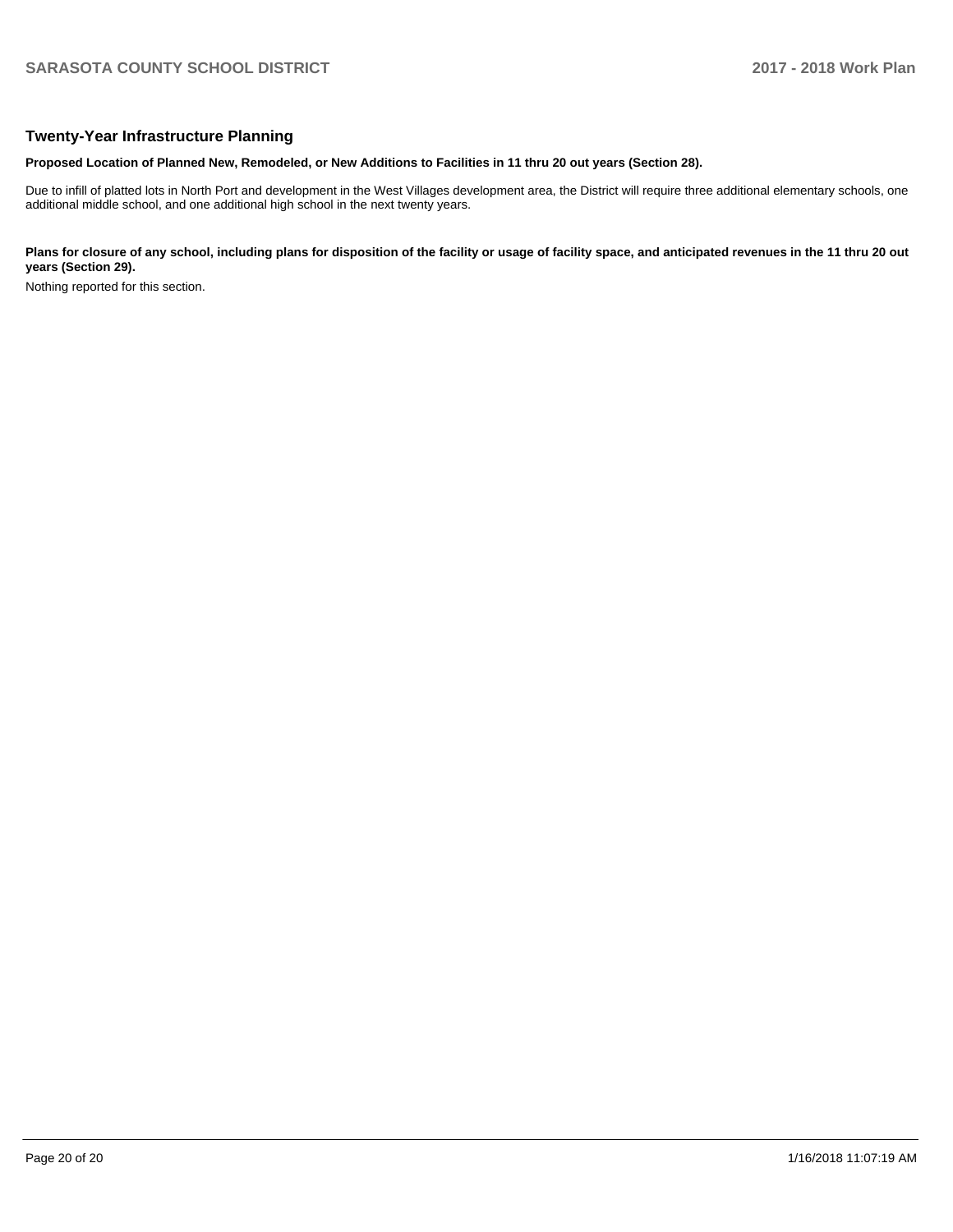## Twenty-Year Infrastructure Planning

**Proposed Location of Planned New, Remodeled, or New Additions to Facilities in 11 thru 20 out years (Section 28).**

Due to infill of platted lots in North Port and development in the West Villages development area, the District will require three additional elementary schools, one additional middle school, and one additional high school in the next twenty years.

**Plans for closure of any school, including plans for disposition of the facility or usage of facility space, and anticipated revenues in the 11 thru 20 out years (Section 29).**

Nothing reported for this section.